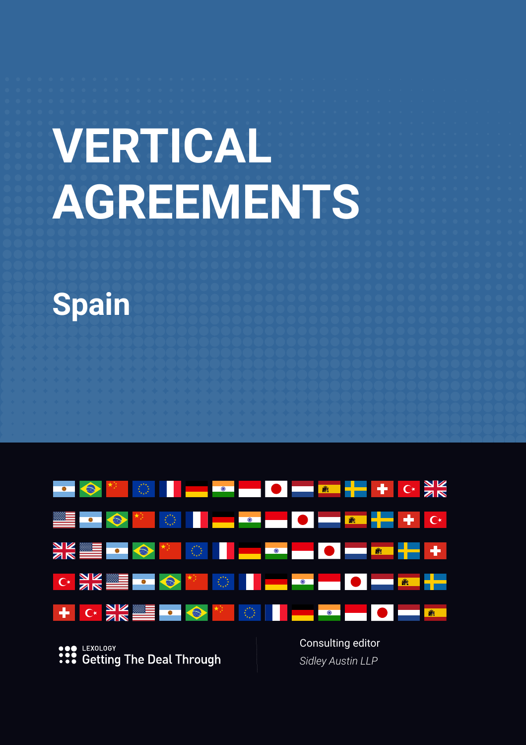# VERTICAL AGREEMENTS

## Spain

LEXOLOGY
Getting The Deal Through

Consulting editor
*Sidley Austin LLP*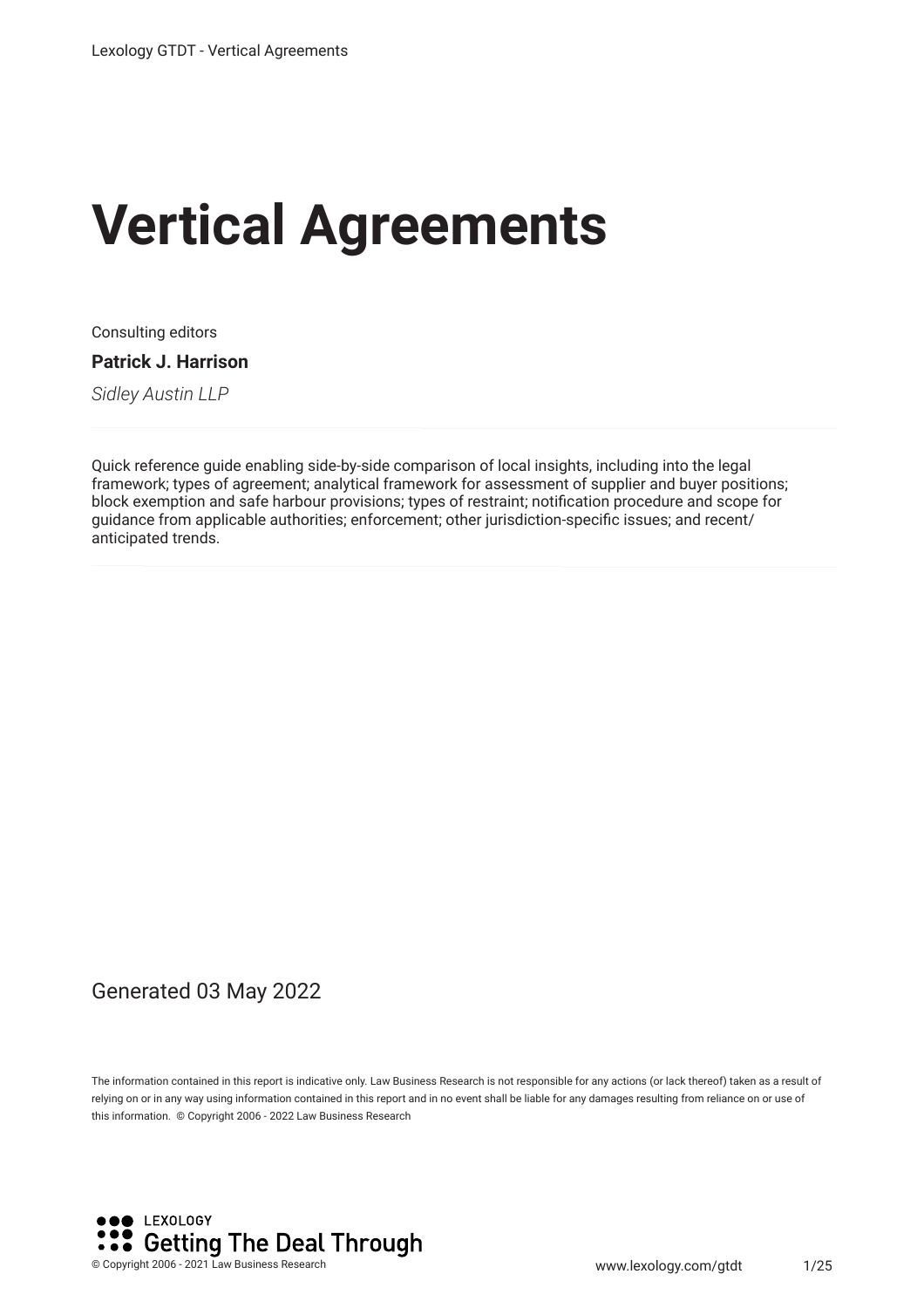# Vertical Agreements

Consulting editors

**Patrick J. Harrison**

*Sidley Austin LLP*

Quick reference guide enabling side-by-side comparison of local insights, including into the legal framework; types of agreement; analytical framework for assessment of supplier and buyer positions; block exemption and safe harbour provisions; types of restraint; notification procedure and scope for guidance from applicable authorities; enforcement; other jurisdiction-specific issues; and recent/anticipated trends.

Generated 03 May 2022

The information contained in this report is indicative only. Law Business Research is not responsible for any actions (or lack thereof) taken as a result of relying on or in any way using information contained in this report and in no event shall be liable for any damages resulting from reliance on or use of this information. © Copyright 2006 - 2022 Law Business Research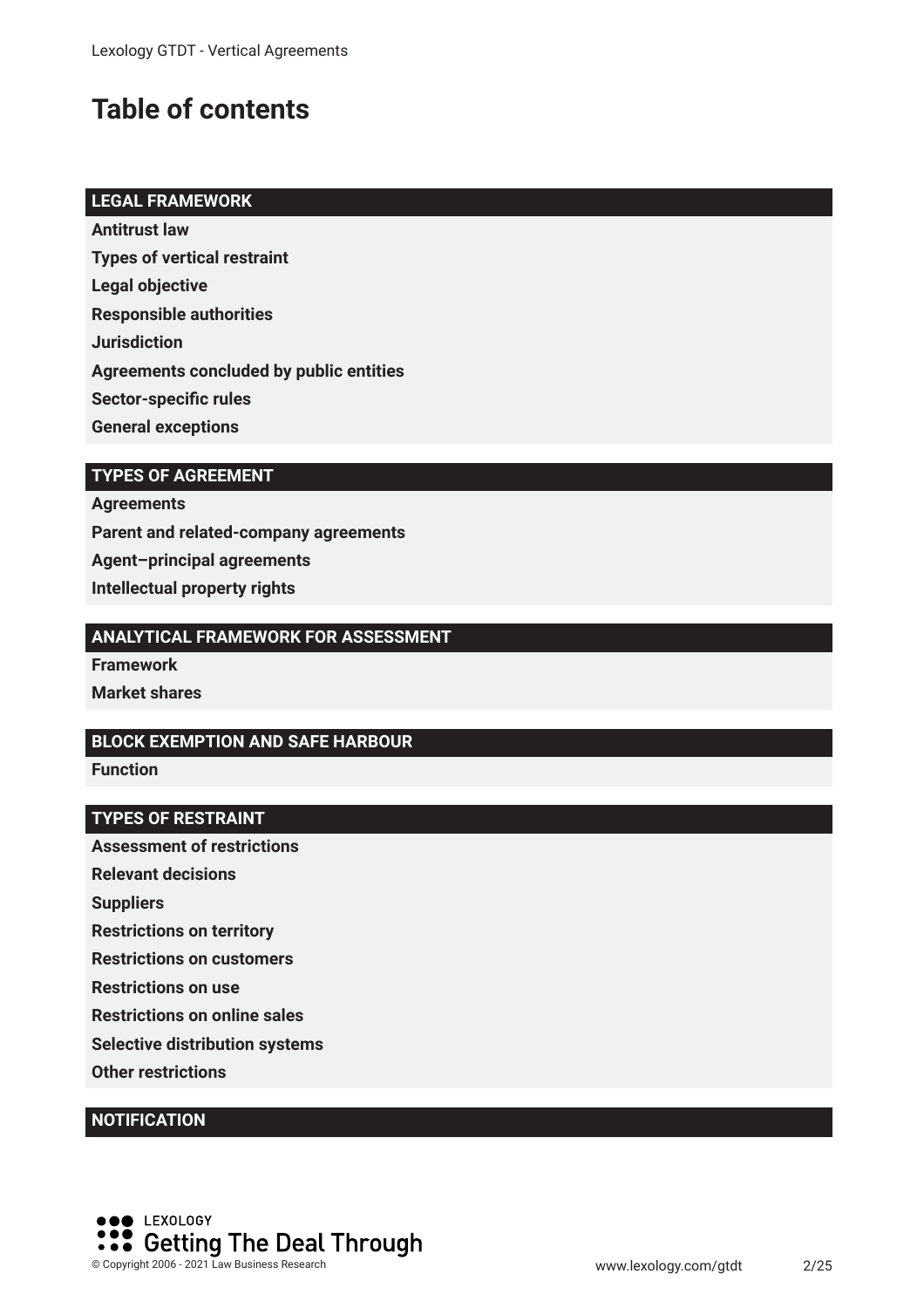# Table of contents

**LEGAL FRAMEWORK**

- Antitrust law
- Types of vertical restraint
- Legal objective
- Responsible authorities
- Jurisdiction
- Agreements concluded by public entities
- Sector-specific rules
- General exceptions

**TYPES OF AGREEMENT**

- Agreements
- Parent and related-company agreements
- Agent–principal agreements
- Intellectual property rights

**ANALYTICAL FRAMEWORK FOR ASSESSMENT**

- Framework
- Market shares

**BLOCK EXEMPTION AND SAFE HARBOUR**

- Function

**TYPES OF RESTRAINT**

- Assessment of restrictions
- Relevant decisions
- Suppliers
- Restrictions on territory
- Restrictions on customers
- Restrictions on use
- Restrictions on online sales
- Selective distribution systems
- Other restrictions

**NOTIFICATION**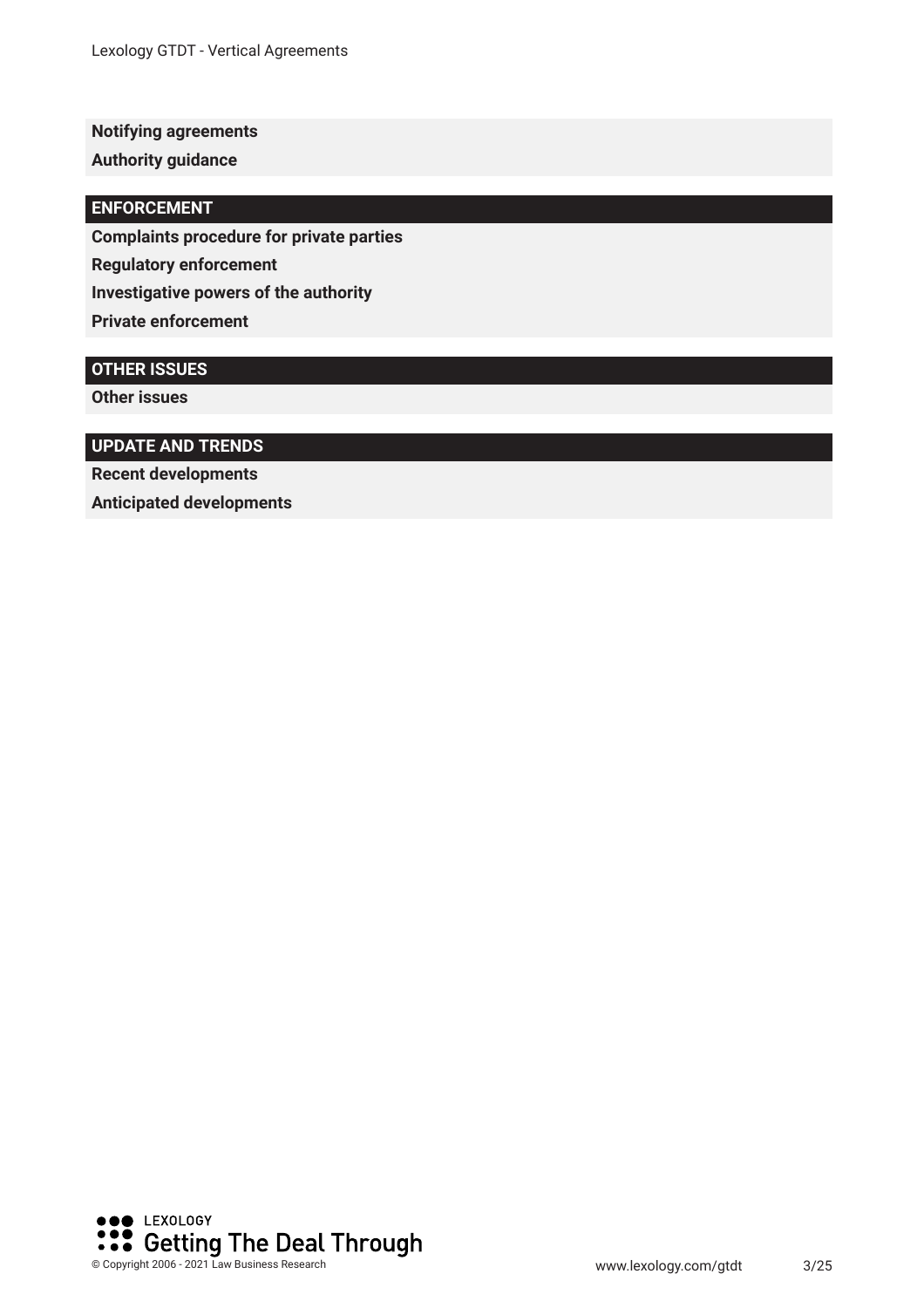**Notifying agreements**

**Authority guidance**

## ENFORCEMENT

**Complaints procedure for private parties**

**Regulatory enforcement**

**Investigative powers of the authority**

**Private enforcement**

## OTHER ISSUES

**Other issues**

## UPDATE AND TRENDS

**Recent developments**

**Anticipated developments**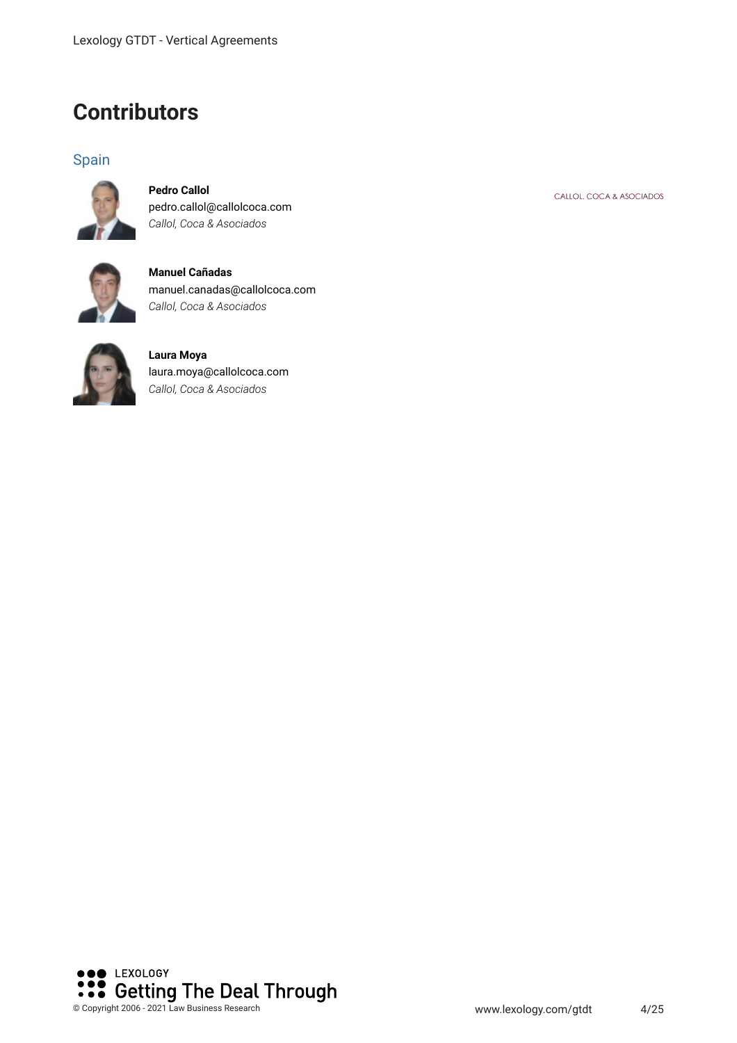# Contributors

## Spain

**Pedro Callol**
pedro.callol@callolcoca.com
*Callol, Coca & Asociados*

**Manuel Cañadas**
manuel.canadas@callolcoca.com
*Callol, Coca & Asociados*

**Laura Moya**
laura.moya@callolcoca.com
*Callol, Coca & Asociados*

CALLOL, COCA & ASOCIADOS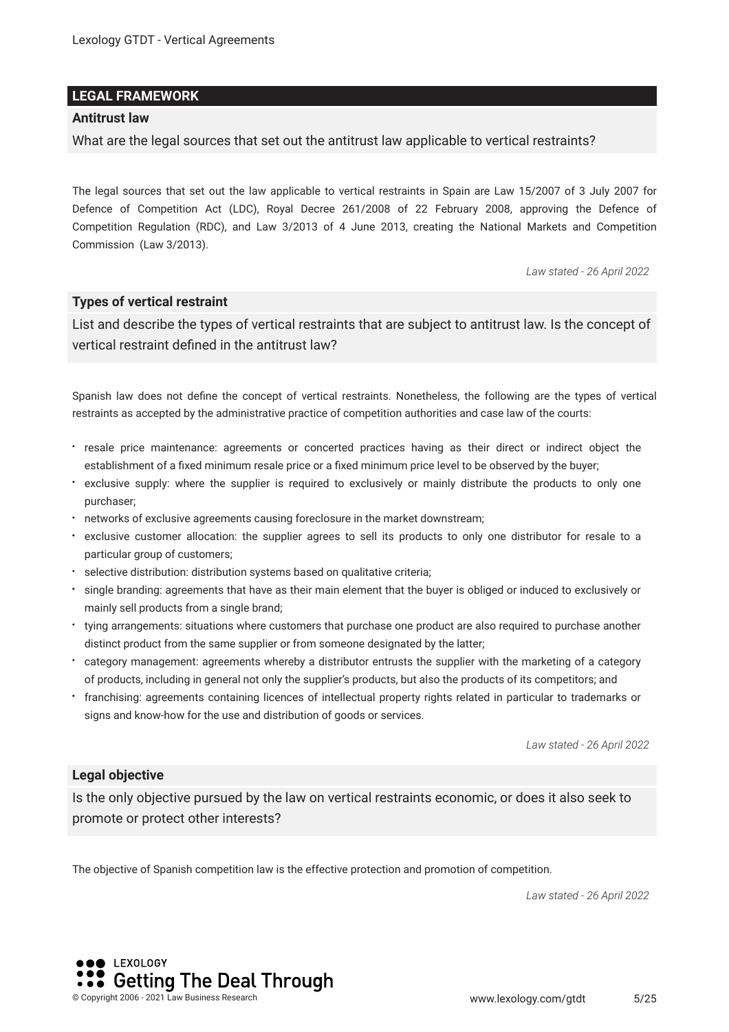## LEGAL FRAMEWORK

### Antitrust law

**What are the legal sources that set out the antitrust law applicable to vertical restraints?**

The legal sources that set out the law applicable to vertical restraints in Spain are Law 15/2007 of 3 July 2007 for Defence of Competition Act (LDC), Royal Decree 261/2008 of 22 February 2008, approving the Defence of Competition Regulation (RDC), and Law 3/2013 of 4 June 2013, creating the National Markets and Competition Commission (Law 3/2013).

*Law stated - 26 April 2022*

### Types of vertical restraint

**List and describe the types of vertical restraints that are subject to antitrust law. Is the concept of vertical restraint defined in the antitrust law?**

Spanish law does not define the concept of vertical restraints. Nonetheless, the following are the types of vertical restraints as accepted by the administrative practice of competition authorities and case law of the courts:

- resale price maintenance: agreements or concerted practices having as their direct or indirect object the establishment of a fixed minimum resale price or a fixed minimum price level to be observed by the buyer;
- exclusive supply: where the supplier is required to exclusively or mainly distribute the products to only one purchaser;
- networks of exclusive agreements causing foreclosure in the market downstream;
- exclusive customer allocation: the supplier agrees to sell its products to only one distributor for resale to a particular group of customers;
- selective distribution: distribution systems based on qualitative criteria;
- single branding: agreements that have as their main element that the buyer is obliged or induced to exclusively or mainly sell products from a single brand;
- tying arrangements: situations where customers that purchase one product are also required to purchase another distinct product from the same supplier or from someone designated by the latter;
- category management: agreements whereby a distributor entrusts the supplier with the marketing of a category of products, including in general not only the supplier's products, but also the products of its competitors; and
- franchising: agreements containing licences of intellectual property rights related in particular to trademarks or signs and know-how for the use and distribution of goods or services.

*Law stated - 26 April 2022*

### Legal objective

**Is the only objective pursued by the law on vertical restraints economic, or does it also seek to promote or protect other interests?**

The objective of Spanish competition law is the effective protection and promotion of competition.

*Law stated - 26 April 2022*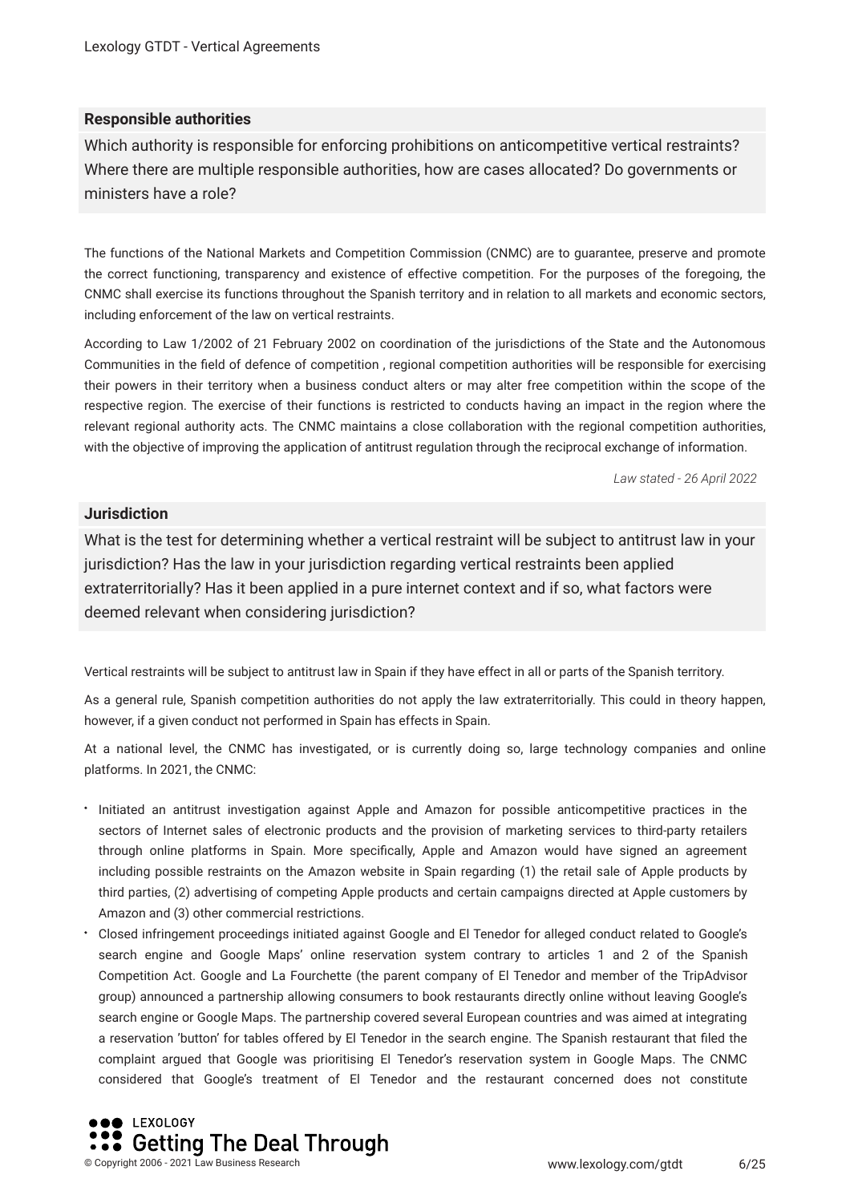### Responsible authorities

**Which authority is responsible for enforcing prohibitions on anticompetitive vertical restraints? Where there are multiple responsible authorities, how are cases allocated? Do governments or ministers have a role?**

The functions of the National Markets and Competition Commission (CNMC) are to guarantee, preserve and promote the correct functioning, transparency and existence of effective competition. For the purposes of the foregoing, the CNMC shall exercise its functions throughout the Spanish territory and in relation to all markets and economic sectors, including enforcement of the law on vertical restraints.

According to Law 1/2002 of 21 February 2002 on coordination of the jurisdictions of the State and the Autonomous Communities in the field of defence of competition , regional competition authorities will be responsible for exercising their powers in their territory when a business conduct alters or may alter free competition within the scope of the respective region. The exercise of their functions is restricted to conducts having an impact in the region where the relevant regional authority acts. The CNMC maintains a close collaboration with the regional competition authorities, with the objective of improving the application of antitrust regulation through the reciprocal exchange of information.

*Law stated - 26 April 2022*

### Jurisdiction

**What is the test for determining whether a vertical restraint will be subject to antitrust law in your jurisdiction? Has the law in your jurisdiction regarding vertical restraints been applied extraterritorially? Has it been applied in a pure internet context and if so, what factors were deemed relevant when considering jurisdiction?**

Vertical restraints will be subject to antitrust law in Spain if they have effect in all or parts of the Spanish territory.

As a general rule, Spanish competition authorities do not apply the law extraterritorially. This could in theory happen, however, if a given conduct not performed in Spain has effects in Spain.

At a national level, the CNMC has investigated, or is currently doing so, large technology companies and online platforms. In 2021, the CNMC:

- Initiated an antitrust investigation against Apple and Amazon for possible anticompetitive practices in the sectors of Internet sales of electronic products and the provision of marketing services to third-party retailers through online platforms in Spain. More specifically, Apple and Amazon would have signed an agreement including possible restraints on the Amazon website in Spain regarding (1) the retail sale of Apple products by third parties, (2) advertising of competing Apple products and certain campaigns directed at Apple customers by Amazon and (3) other commercial restrictions.
- Closed infringement proceedings initiated against Google and El Tenedor for alleged conduct related to Google's search engine and Google Maps' online reservation system contrary to articles 1 and 2 of the Spanish Competition Act. Google and La Fourchette (the parent company of El Tenedor and member of the TripAdvisor group) announced a partnership allowing consumers to book restaurants directly online without leaving Google's search engine or Google Maps. The partnership covered several European countries and was aimed at integrating a reservation 'button' for tables offered by El Tenedor in the search engine. The Spanish restaurant that filed the complaint argued that Google was prioritising El Tenedor's reservation system in Google Maps. The CNMC considered that Google's treatment of El Tenedor and the restaurant concerned does not constitute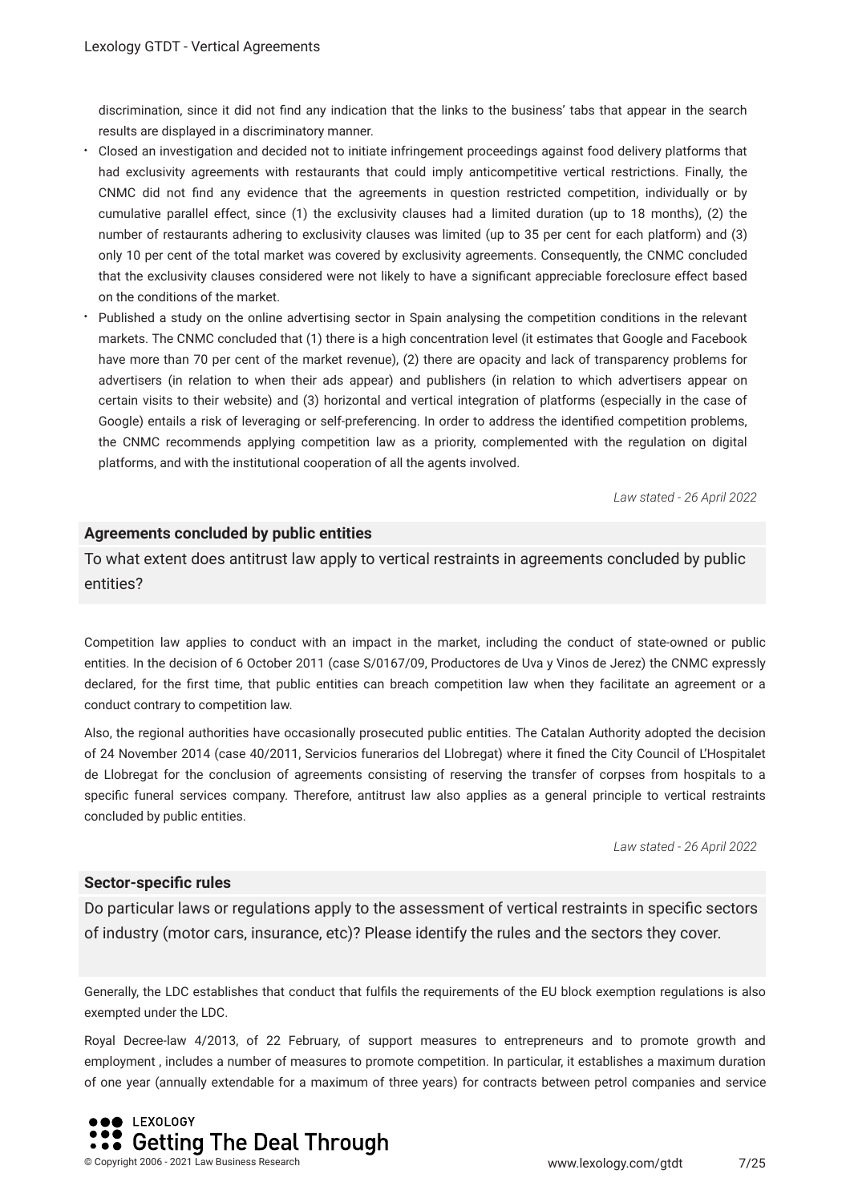discrimination, since it did not find any indication that the links to the business' tabs that appear in the search results are displayed in a discriminatory manner.

- Closed an investigation and decided not to initiate infringement proceedings against food delivery platforms that had exclusivity agreements with restaurants that could imply anticompetitive vertical restrictions. Finally, the CNMC did not find any evidence that the agreements in question restricted competition, individually or by cumulative parallel effect, since (1) the exclusivity clauses had a limited duration (up to 18 months), (2) the number of restaurants adhering to exclusivity clauses was limited (up to 35 per cent for each platform) and (3) only 10 per cent of the total market was covered by exclusivity agreements. Consequently, the CNMC concluded that the exclusivity clauses considered were not likely to have a significant appreciable foreclosure effect based on the conditions of the market.
- Published a study on the online advertising sector in Spain analysing the competition conditions in the relevant markets. The CNMC concluded that (1) there is a high concentration level (it estimates that Google and Facebook have more than 70 per cent of the market revenue), (2) there are opacity and lack of transparency problems for advertisers (in relation to when their ads appear) and publishers (in relation to which advertisers appear on certain visits to their website) and (3) horizontal and vertical integration of platforms (especially in the case of Google) entails a risk of leveraging or self-preferencing. In order to address the identified competition problems, the CNMC recommends applying competition law as a priority, complemented with the regulation on digital platforms, and with the institutional cooperation of all the agents involved.

*Law stated - 26 April 2022*

## Agreements concluded by public entities

To what extent does antitrust law apply to vertical restraints in agreements concluded by public entities?

Competition law applies to conduct with an impact in the market, including the conduct of state-owned or public entities. In the decision of 6 October 2011 (case S/0167/09, Productores de Uva y Vinos de Jerez) the CNMC expressly declared, for the first time, that public entities can breach competition law when they facilitate an agreement or a conduct contrary to competition law.

Also, the regional authorities have occasionally prosecuted public entities. The Catalan Authority adopted the decision of 24 November 2014 (case 40/2011, Servicios funerarios del Llobregat) where it fined the City Council of L'Hospitalet de Llobregat for the conclusion of agreements consisting of reserving the transfer of corpses from hospitals to a specific funeral services company. Therefore, antitrust law also applies as a general principle to vertical restraints concluded by public entities.

*Law stated - 26 April 2022*

## Sector-specific rules

Do particular laws or regulations apply to the assessment of vertical restraints in specific sectors of industry (motor cars, insurance, etc)? Please identify the rules and the sectors they cover.

Generally, the LDC establishes that conduct that fulfils the requirements of the EU block exemption regulations is also exempted under the LDC.

Royal Decree-law 4/2013, of 22 February, of support measures to entrepreneurs and to promote growth and employment , includes a number of measures to promote competition. In particular, it establishes a maximum duration of one year (annually extendable for a maximum of three years) for contracts between petrol companies and service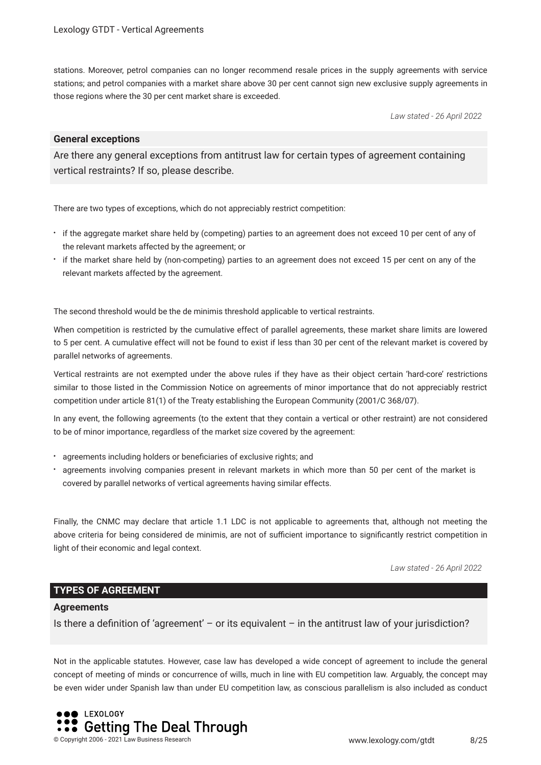stations. Moreover, petrol companies can no longer recommend resale prices in the supply agreements with service stations; and petrol companies with a market share above 30 per cent cannot sign new exclusive supply agreements in those regions where the 30 per cent market share is exceeded.

*Law stated - 26 April 2022*

### General exceptions

Are there any general exceptions from antitrust law for certain types of agreement containing vertical restraints? If so, please describe.

There are two types of exceptions, which do not appreciably restrict competition:

- if the aggregate market share held by (competing) parties to an agreement does not exceed 10 per cent of any of the relevant markets affected by the agreement; or
- if the market share held by (non-competing) parties to an agreement does not exceed 15 per cent on any of the relevant markets affected by the agreement.

The second threshold would be the de minimis threshold applicable to vertical restraints.

When competition is restricted by the cumulative effect of parallel agreements, these market share limits are lowered to 5 per cent. A cumulative effect will not be found to exist if less than 30 per cent of the relevant market is covered by parallel networks of agreements.

Vertical restraints are not exempted under the above rules if they have as their object certain 'hard-core' restrictions similar to those listed in the Commission Notice on agreements of minor importance that do not appreciably restrict competition under article 81(1) of the Treaty establishing the European Community (2001/C 368/07).

In any event, the following agreements (to the extent that they contain a vertical or other restraint) are not considered to be of minor importance, regardless of the market size covered by the agreement:

- agreements including holders or beneficiaries of exclusive rights; and
- agreements involving companies present in relevant markets in which more than 50 per cent of the market is covered by parallel networks of vertical agreements having similar effects.

Finally, the CNMC may declare that article 1.1 LDC is not applicable to agreements that, although not meeting the above criteria for being considered de minimis, are not of sufficient importance to significantly restrict competition in light of their economic and legal context.

*Law stated - 26 April 2022*

## TYPES OF AGREEMENT

### Agreements

Is there a definition of 'agreement' – or its equivalent – in the antitrust law of your jurisdiction?

Not in the applicable statutes. However, case law has developed a wide concept of agreement to include the general concept of meeting of minds or concurrence of wills, much in line with EU competition law. Arguably, the concept may be even wider under Spanish law than under EU competition law, as conscious parallelism is also included as conduct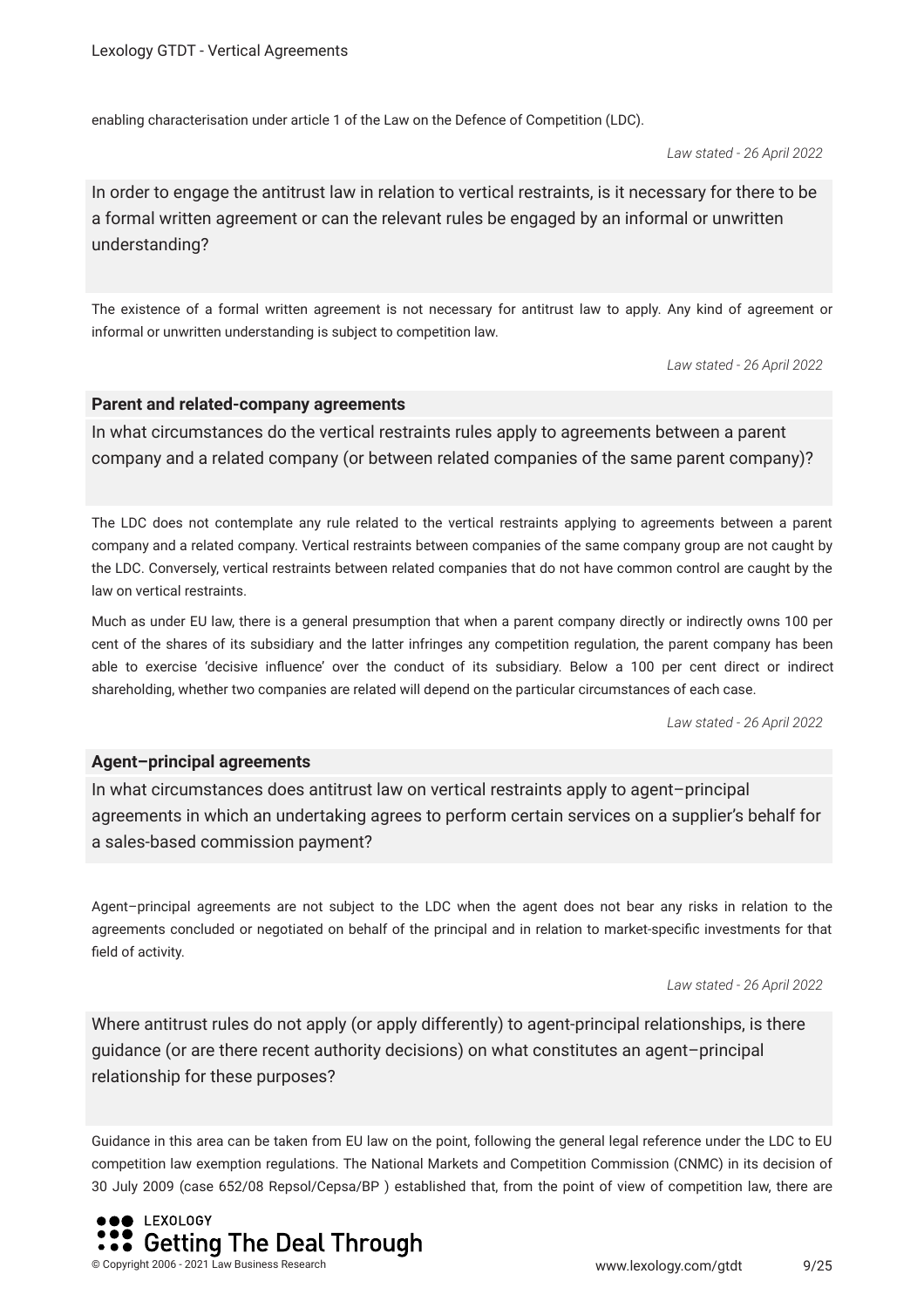enabling characterisation under article 1 of the Law on the Defence of Competition (LDC).

*Law stated - 26 April 2022*

In order to engage the antitrust law in relation to vertical restraints, is it necessary for there to be a formal written agreement or can the relevant rules be engaged by an informal or unwritten understanding?

The existence of a formal written agreement is not necessary for antitrust law to apply. Any kind of agreement or informal or unwritten understanding is subject to competition law.

*Law stated - 26 April 2022*

**Parent and related-company agreements**

In what circumstances do the vertical restraints rules apply to agreements between a parent company and a related company (or between related companies of the same parent company)?

The LDC does not contemplate any rule related to the vertical restraints applying to agreements between a parent company and a related company. Vertical restraints between companies of the same company group are not caught by the LDC. Conversely, vertical restraints between related companies that do not have common control are caught by the law on vertical restraints.

Much as under EU law, there is a general presumption that when a parent company directly or indirectly owns 100 per cent of the shares of its subsidiary and the latter infringes any competition regulation, the parent company has been able to exercise 'decisive influence' over the conduct of its subsidiary. Below a 100 per cent direct or indirect shareholding, whether two companies are related will depend on the particular circumstances of each case.

*Law stated - 26 April 2022*

**Agent–principal agreements**

In what circumstances does antitrust law on vertical restraints apply to agent–principal agreements in which an undertaking agrees to perform certain services on a supplier's behalf for a sales-based commission payment?

Agent–principal agreements are not subject to the LDC when the agent does not bear any risks in relation to the agreements concluded or negotiated on behalf of the principal and in relation to market-specific investments for that field of activity.

*Law stated - 26 April 2022*

Where antitrust rules do not apply (or apply differently) to agent-principal relationships, is there guidance (or are there recent authority decisions) on what constitutes an agent–principal relationship for these purposes?

Guidance in this area can be taken from EU law on the point, following the general legal reference under the LDC to EU competition law exemption regulations. The National Markets and Competition Commission (CNMC) in its decision of 30 July 2009 (case 652/08 Repsol/Cepsa/BP ) established that, from the point of view of competition law, there are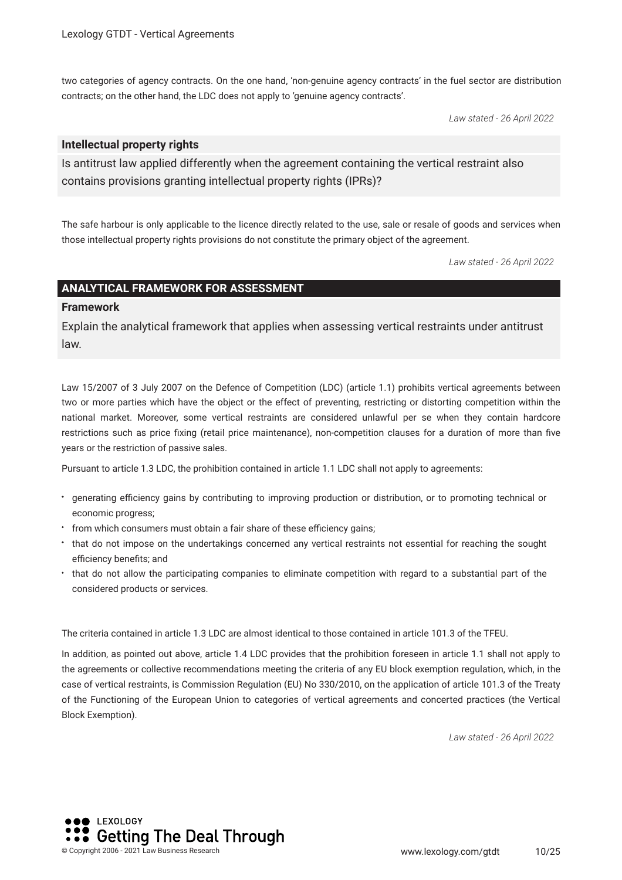two categories of agency contracts. On the one hand, 'non-genuine agency contracts' in the fuel sector are distribution contracts; on the other hand, the LDC does not apply to 'genuine agency contracts'.

*Law stated - 26 April 2022*

### Intellectual property rights

Is antitrust law applied differently when the agreement containing the vertical restraint also contains provisions granting intellectual property rights (IPRs)?

The safe harbour is only applicable to the licence directly related to the use, sale or resale of goods and services when those intellectual property rights provisions do not constitute the primary object of the agreement.

*Law stated - 26 April 2022*

## ANALYTICAL FRAMEWORK FOR ASSESSMENT

### Framework

Explain the analytical framework that applies when assessing vertical restraints under antitrust law.

Law 15/2007 of 3 July 2007 on the Defence of Competition (LDC) (article 1.1) prohibits vertical agreements between two or more parties which have the object or the effect of preventing, restricting or distorting competition within the national market. Moreover, some vertical restraints are considered unlawful per se when they contain hardcore restrictions such as price fixing (retail price maintenance), non-competition clauses for a duration of more than five years or the restriction of passive sales.

Pursuant to article 1.3 LDC, the prohibition contained in article 1.1 LDC shall not apply to agreements:

- generating efficiency gains by contributing to improving production or distribution, or to promoting technical or economic progress;
- from which consumers must obtain a fair share of these efficiency gains;
- that do not impose on the undertakings concerned any vertical restraints not essential for reaching the sought efficiency benefits; and
- that do not allow the participating companies to eliminate competition with regard to a substantial part of the considered products or services.

The criteria contained in article 1.3 LDC are almost identical to those contained in article 101.3 of the TFEU.

In addition, as pointed out above, article 1.4 LDC provides that the prohibition foreseen in article 1.1 shall not apply to the agreements or collective recommendations meeting the criteria of any EU block exemption regulation, which, in the case of vertical restraints, is Commission Regulation (EU) No 330/2010, on the application of article 101.3 of the Treaty of the Functioning of the European Union to categories of vertical agreements and concerted practices (the Vertical Block Exemption).

*Law stated - 26 April 2022*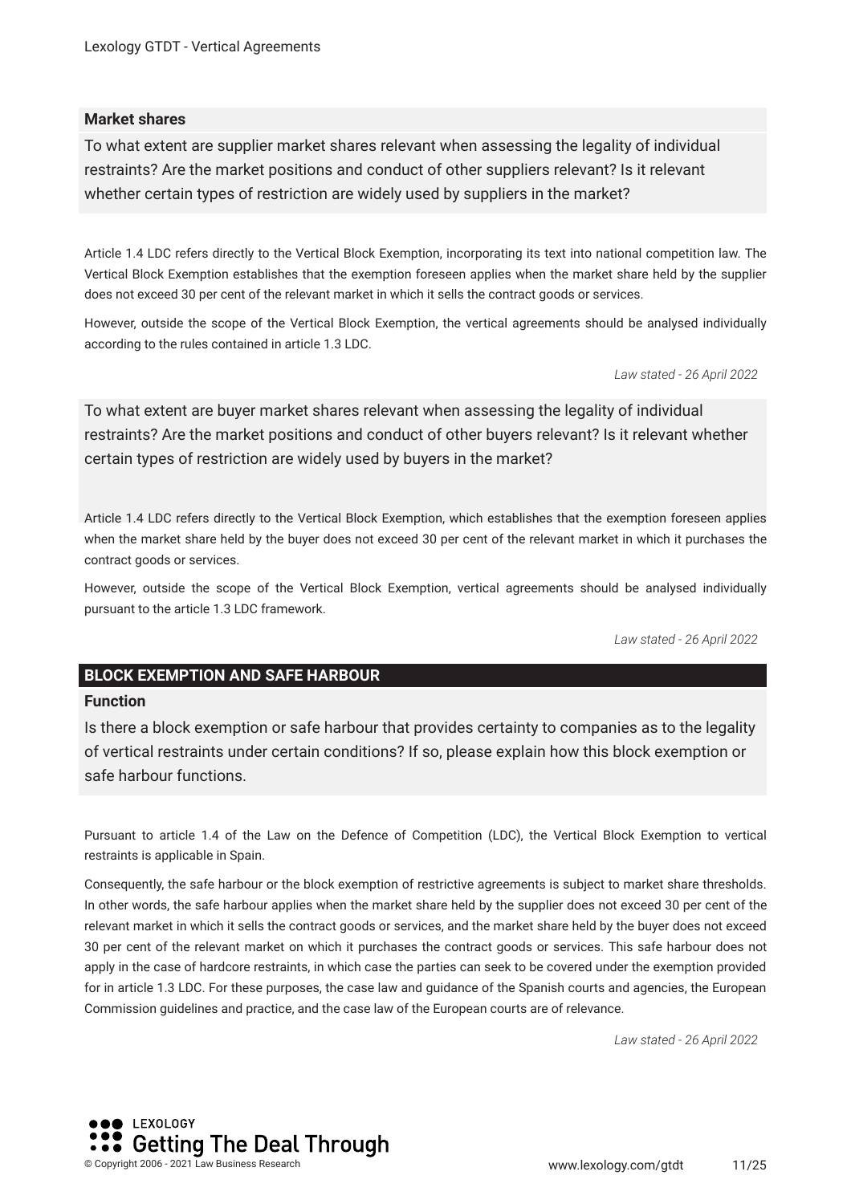### Market shares

To what extent are supplier market shares relevant when assessing the legality of individual restraints? Are the market positions and conduct of other suppliers relevant? Is it relevant whether certain types of restriction are widely used by suppliers in the market?

Article 1.4 LDC refers directly to the Vertical Block Exemption, incorporating its text into national competition law. The Vertical Block Exemption establishes that the exemption foreseen applies when the market share held by the supplier does not exceed 30 per cent of the relevant market in which it sells the contract goods or services.

However, outside the scope of the Vertical Block Exemption, the vertical agreements should be analysed individually according to the rules contained in article 1.3 LDC.

*Law stated - 26 April 2022*

To what extent are buyer market shares relevant when assessing the legality of individual restraints? Are the market positions and conduct of other buyers relevant? Is it relevant whether certain types of restriction are widely used by buyers in the market?

Article 1.4 LDC refers directly to the Vertical Block Exemption, which establishes that the exemption foreseen applies when the market share held by the buyer does not exceed 30 per cent of the relevant market in which it purchases the contract goods or services.

However, outside the scope of the Vertical Block Exemption, vertical agreements should be analysed individually pursuant to the article 1.3 LDC framework.

*Law stated - 26 April 2022*

## BLOCK EXEMPTION AND SAFE HARBOUR

### Function

Is there a block exemption or safe harbour that provides certainty to companies as to the legality of vertical restraints under certain conditions? If so, please explain how this block exemption or safe harbour functions.

Pursuant to article 1.4 of the Law on the Defence of Competition (LDC), the Vertical Block Exemption to vertical restraints is applicable in Spain.

Consequently, the safe harbour or the block exemption of restrictive agreements is subject to market share thresholds. In other words, the safe harbour applies when the market share held by the supplier does not exceed 30 per cent of the relevant market in which it sells the contract goods or services, and the market share held by the buyer does not exceed 30 per cent of the relevant market on which it purchases the contract goods or services. This safe harbour does not apply in the case of hardcore restraints, in which case the parties can seek to be covered under the exemption provided for in article 1.3 LDC. For these purposes, the case law and guidance of the Spanish courts and agencies, the European Commission guidelines and practice, and the case law of the European courts are of relevance.

*Law stated - 26 April 2022*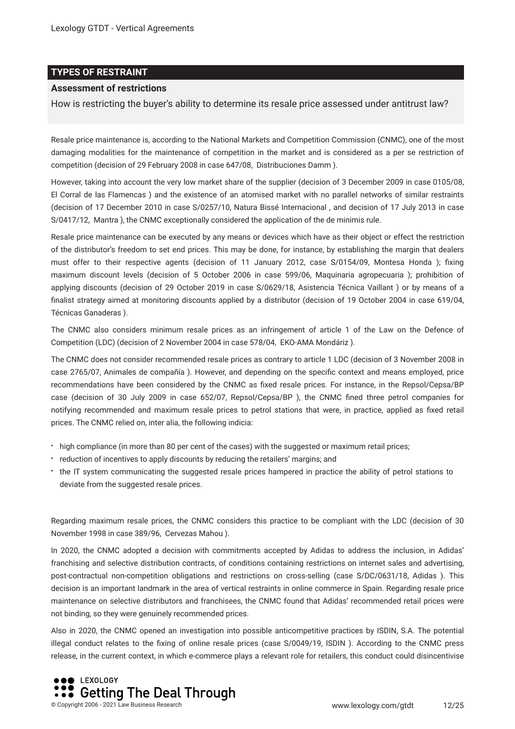## TYPES OF RESTRAINT

### Assessment of restrictions

How is restricting the buyer's ability to determine its resale price assessed under antitrust law?

Resale price maintenance is, according to the National Markets and Competition Commission (CNMC), one of the most damaging modalities for the maintenance of competition in the market and is considered as a per se restriction of competition (decision of 29 February 2008 in case 647/08, Distribuciones Damm ).

However, taking into account the very low market share of the supplier (decision of 3 December 2009 in case 0105/08, El Corral de las Flamencas ) and the existence of an atomised market with no parallel networks of similar restraints (decision of 17 December 2010 in case S/0257/10, Natura Bissé Internacional , and decision of 17 July 2013 in case S/0417/12, Mantra ), the CNMC exceptionally considered the application of the de minimis rule.

Resale price maintenance can be executed by any means or devices which have as their object or effect the restriction of the distributor's freedom to set end prices. This may be done, for instance, by establishing the margin that dealers must offer to their respective agents (decision of 11 January 2012, case S/0154/09, Montesa Honda ); fixing maximum discount levels (decision of 5 October 2006 in case 599/06, Maquinaria agropecuaria ); prohibition of applying discounts (decision of 29 October 2019 in case S/0629/18, Asistencia Técnica Vaillant ) or by means of a finalist strategy aimed at monitoring discounts applied by a distributor (decision of 19 October 2004 in case 619/04, Técnicas Ganaderas ).

The CNMC also considers minimum resale prices as an infringement of article 1 of the Law on the Defence of Competition (LDC) (decision of 2 November 2004 in case 578/04, EKO-AMA Mondáriz ).

The CNMC does not consider recommended resale prices as contrary to article 1 LDC (decision of 3 November 2008 in case 2765/07, Animales de compañía ). However, and depending on the specific context and means employed, price recommendations have been considered by the CNMC as fixed resale prices. For instance, in the Repsol/Cepsa/BP case (decision of 30 July 2009 in case 652/07, Repsol/Cepsa/BP ), the CNMC fined three petrol companies for notifying recommended and maximum resale prices to petrol stations that were, in practice, applied as fixed retail prices. The CNMC relied on, inter alia, the following indicia:

- high compliance (in more than 80 per cent of the cases) with the suggested or maximum retail prices;
- reduction of incentives to apply discounts by reducing the retailers' margins; and
- the IT system communicating the suggested resale prices hampered in practice the ability of petrol stations to deviate from the suggested resale prices.

Regarding maximum resale prices, the CNMC considers this practice to be compliant with the LDC (decision of 30 November 1998 in case 389/96, Cervezas Mahou ).

In 2020, the CNMC adopted a decision with commitments accepted by Adidas to address the inclusion, in Adidas' franchising and selective distribution contracts, of conditions containing restrictions on internet sales and advertising, post-contractual non-competition obligations and restrictions on cross-selling (case S/DC/0631/18, Adidas ). This decision is an important landmark in the area of vertical restraints in online commerce in Spain. Regarding resale price maintenance on selective distributors and franchisees, the CNMC found that Adidas' recommended retail prices were not binding, so they were genuinely recommended prices.

Also in 2020, the CNMC opened an investigation into possible anticompetitive practices by ISDIN, S.A. The potential illegal conduct relates to the fixing of online resale prices (case S/0049/19, ISDIN ). According to the CNMC press release, in the current context, in which e-commerce plays a relevant role for retailers, this conduct could disincentivise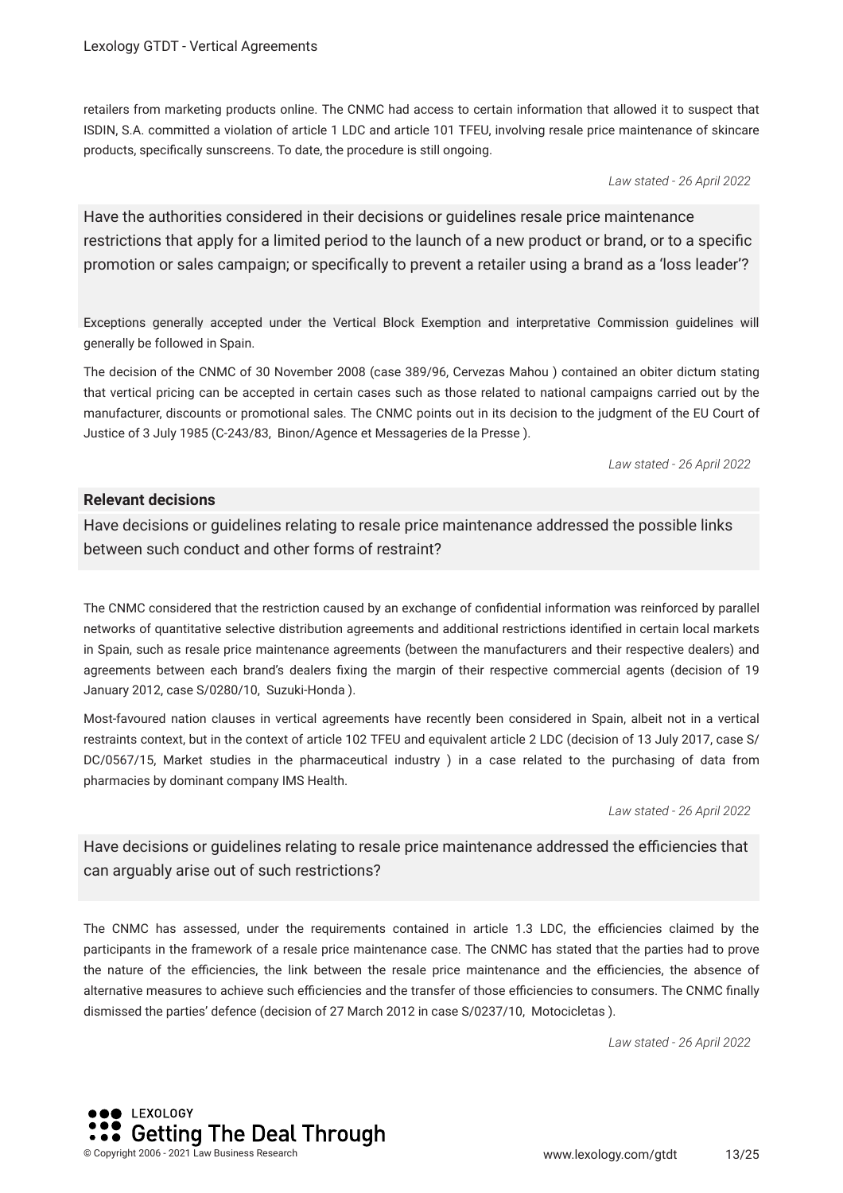retailers from marketing products online. The CNMC had access to certain information that allowed it to suspect that ISDIN, S.A. committed a violation of article 1 LDC and article 101 TFEU, involving resale price maintenance of skincare products, specifically sunscreens. To date, the procedure is still ongoing.

*Law stated - 26 April 2022*

Have the authorities considered in their decisions or guidelines resale price maintenance restrictions that apply for a limited period to the launch of a new product or brand, or to a specific promotion or sales campaign; or specifically to prevent a retailer using a brand as a 'loss leader'?

Exceptions generally accepted under the Vertical Block Exemption and interpretative Commission guidelines will generally be followed in Spain.

The decision of the CNMC of 30 November 2008 (case 389/96, *Cervezas Mahou*) contained an obiter dictum stating that vertical pricing can be accepted in certain cases such as those related to national campaigns carried out by the manufacturer, discounts or promotional sales. The CNMC points out in its decision to the judgment of the EU Court of Justice of 3 July 1985 (C-243/83, *Binon/Agence et Messageries de la Presse*).

*Law stated - 26 April 2022*

**Relevant decisions**

Have decisions or guidelines relating to resale price maintenance addressed the possible links between such conduct and other forms of restraint?

The CNMC considered that the restriction caused by an exchange of confidential information was reinforced by parallel networks of quantitative selective distribution agreements and additional restrictions identified in certain local markets in Spain, such as resale price maintenance agreements (between the manufacturers and their respective dealers) and agreements between each brand's dealers fixing the margin of their respective commercial agents (decision of 19 January 2012, case S/0280/10, *Suzuki-Honda*).

Most-favoured nation clauses in vertical agreements have recently been considered in Spain, albeit not in a vertical restraints context, but in the context of article 102 TFEU and equivalent article 2 LDC (decision of 13 July 2017, case S/DC/0567/15, *Market studies in the pharmaceutical industry*) in a case related to the purchasing of data from pharmacies by dominant company IMS Health.

*Law stated - 26 April 2022*

Have decisions or guidelines relating to resale price maintenance addressed the efficiencies that can arguably arise out of such restrictions?

The CNMC has assessed, under the requirements contained in article 1.3 LDC, the efficiencies claimed by the participants in the framework of a resale price maintenance case. The CNMC has stated that the parties had to prove the nature of the efficiencies, the link between the resale price maintenance and the efficiencies, the absence of alternative measures to achieve such efficiencies and the transfer of those efficiencies to consumers. The CNMC finally dismissed the parties' defence (decision of 27 March 2012 in case S/0237/10, *Motocicletas*).

*Law stated - 26 April 2022*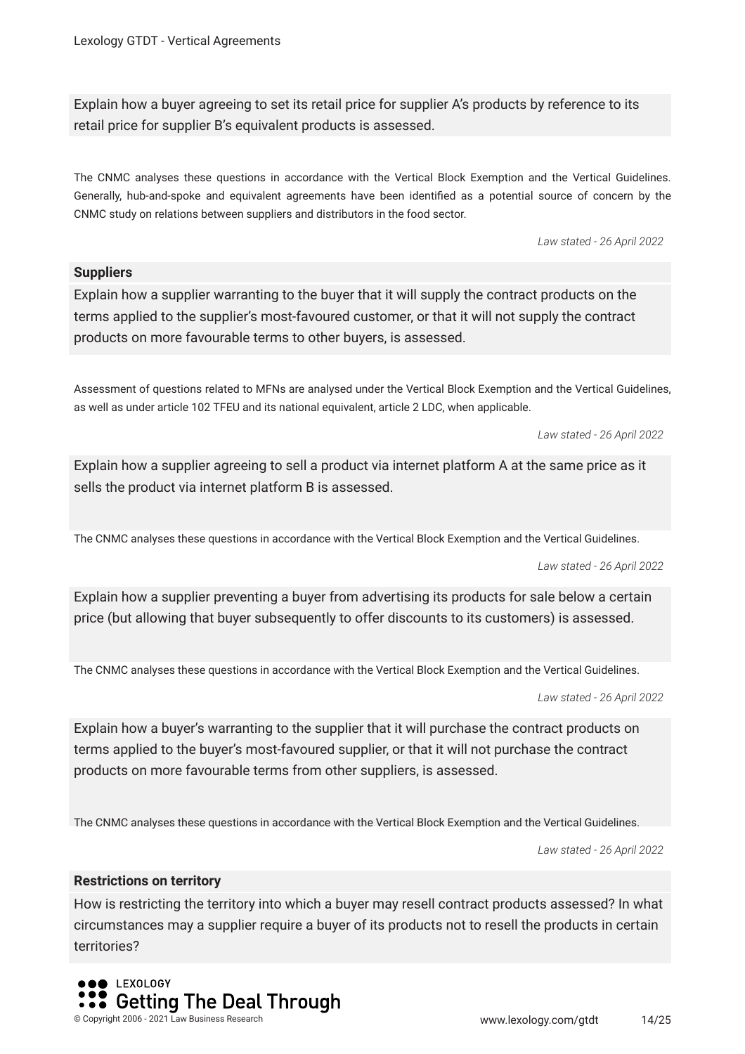Explain how a buyer agreeing to set its retail price for supplier A's products by reference to its retail price for supplier B's equivalent products is assessed.

The CNMC analyses these questions in accordance with the Vertical Block Exemption and the Vertical Guidelines. Generally, hub-and-spoke and equivalent agreements have been identified as a potential source of concern by the CNMC study on relations between suppliers and distributors in the food sector.

*Law stated - 26 April 2022*

**Suppliers**

Explain how a supplier warranting to the buyer that it will supply the contract products on the terms applied to the supplier's most-favoured customer, or that it will not supply the contract products on more favourable terms to other buyers, is assessed.

Assessment of questions related to MFNs are analysed under the Vertical Block Exemption and the Vertical Guidelines, as well as under article 102 TFEU and its national equivalent, article 2 LDC, when applicable.

*Law stated - 26 April 2022*

Explain how a supplier agreeing to sell a product via internet platform A at the same price as it sells the product via internet platform B is assessed.

The CNMC analyses these questions in accordance with the Vertical Block Exemption and the Vertical Guidelines.

*Law stated - 26 April 2022*

Explain how a supplier preventing a buyer from advertising its products for sale below a certain price (but allowing that buyer subsequently to offer discounts to its customers) is assessed.

The CNMC analyses these questions in accordance with the Vertical Block Exemption and the Vertical Guidelines.

*Law stated - 26 April 2022*

Explain how a buyer's warranting to the supplier that it will purchase the contract products on terms applied to the buyer's most-favoured supplier, or that it will not purchase the contract products on more favourable terms from other suppliers, is assessed.

The CNMC analyses these questions in accordance with the Vertical Block Exemption and the Vertical Guidelines.

*Law stated - 26 April 2022*

**Restrictions on territory**

How is restricting the territory into which a buyer may resell contract products assessed? In what circumstances may a supplier require a buyer of its products not to resell the products in certain territories?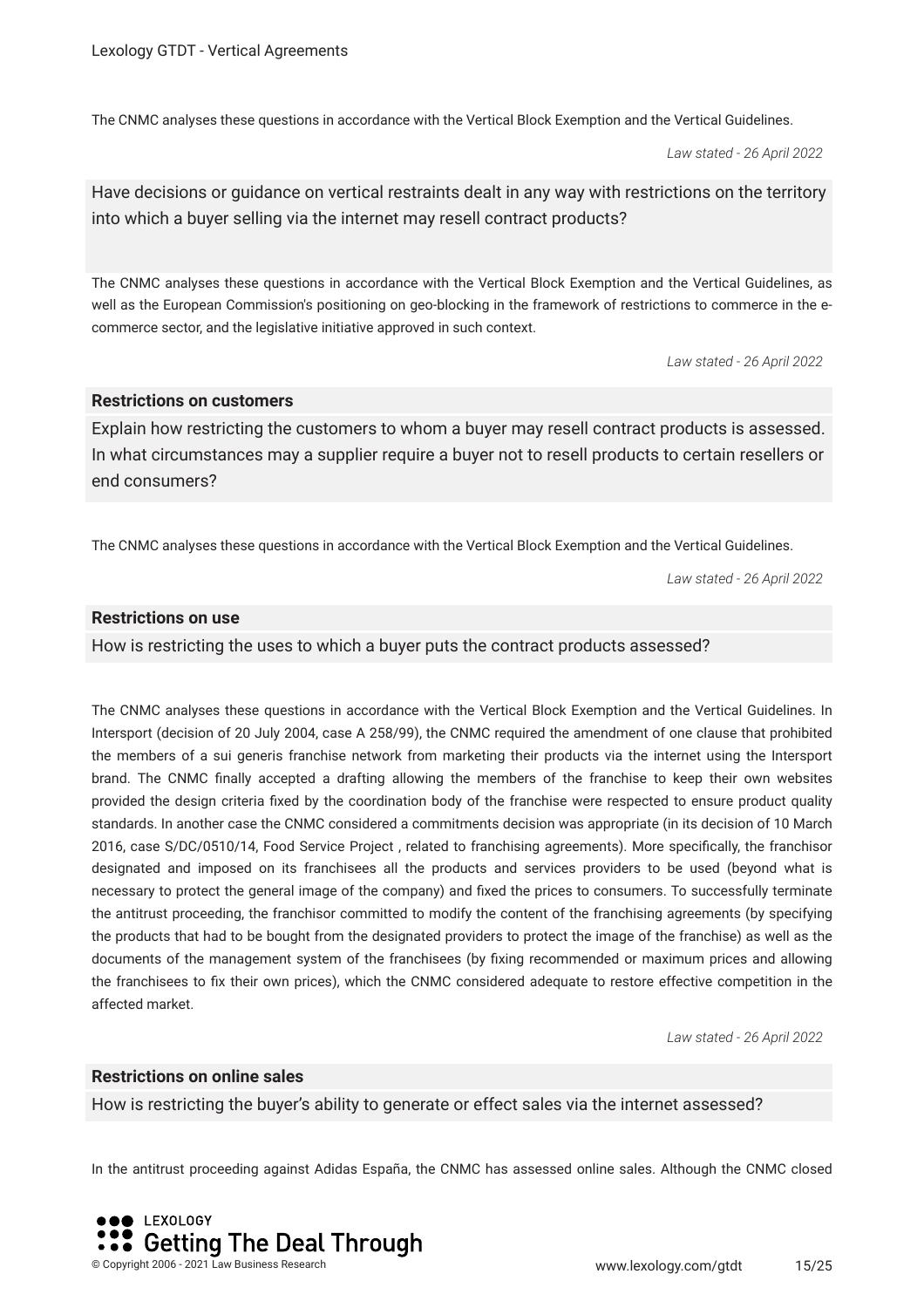The CNMC analyses these questions in accordance with the Vertical Block Exemption and the Vertical Guidelines.

*Law stated - 26 April 2022*

Have decisions or guidance on vertical restraints dealt in any way with restrictions on the territory into which a buyer selling via the internet may resell contract products?

The CNMC analyses these questions in accordance with the Vertical Block Exemption and the Vertical Guidelines, as well as the European Commission's positioning on geo-blocking in the framework of restrictions to commerce in the e-commerce sector, and the legislative initiative approved in such context.

*Law stated - 26 April 2022*

### Restrictions on customers

Explain how restricting the customers to whom a buyer may resell contract products is assessed. In what circumstances may a supplier require a buyer not to resell products to certain resellers or end consumers?

The CNMC analyses these questions in accordance with the Vertical Block Exemption and the Vertical Guidelines.

*Law stated - 26 April 2022*

### Restrictions on use

How is restricting the uses to which a buyer puts the contract products assessed?

The CNMC analyses these questions in accordance with the Vertical Block Exemption and the Vertical Guidelines. In Intersport (decision of 20 July 2004, case A 258/99), the CNMC required the amendment of one clause that prohibited the members of a sui generis franchise network from marketing their products via the internet using the Intersport brand. The CNMC finally accepted a drafting allowing the members of the franchise to keep their own websites provided the design criteria fixed by the coordination body of the franchise were respected to ensure product quality standards. In another case the CNMC considered a commitments decision was appropriate (in its decision of 10 March 2016, case S/DC/0510/14, Food Service Project , related to franchising agreements). More specifically, the franchisor designated and imposed on its franchisees all the products and services providers to be used (beyond what is necessary to protect the general image of the company) and fixed the prices to consumers. To successfully terminate the antitrust proceeding, the franchisor committed to modify the content of the franchising agreements (by specifying the products that had to be bought from the designated providers to protect the image of the franchise) as well as the documents of the management system of the franchisees (by fixing recommended or maximum prices and allowing the franchisees to fix their own prices), which the CNMC considered adequate to restore effective competition in the affected market.

*Law stated - 26 April 2022*

### Restrictions on online sales

How is restricting the buyer's ability to generate or effect sales via the internet assessed?

In the antitrust proceeding against Adidas España, the CNMC has assessed online sales. Although the CNMC closed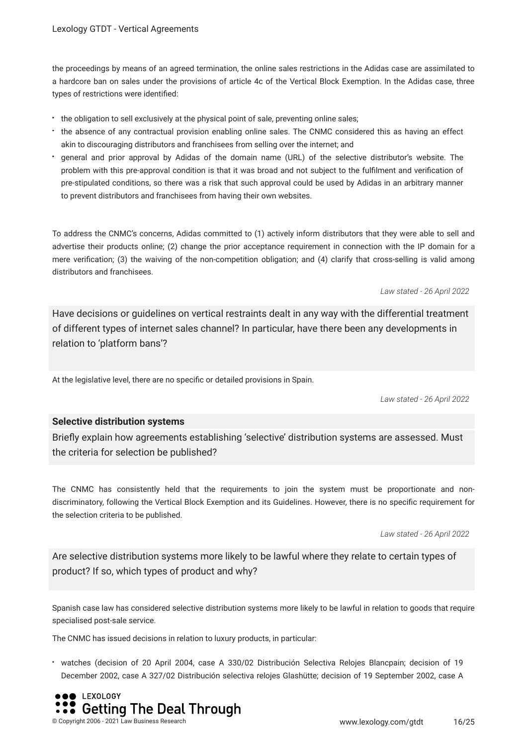the proceedings by means of an agreed termination, the online sales restrictions in the Adidas case are assimilated to a hardcore ban on sales under the provisions of article 4c of the Vertical Block Exemption. In the Adidas case, three types of restrictions were identified:

- the obligation to sell exclusively at the physical point of sale, preventing online sales;
- the absence of any contractual provision enabling online sales. The CNMC considered this as having an effect akin to discouraging distributors and franchisees from selling over the internet; and
- general and prior approval by Adidas of the domain name (URL) of the selective distributor's website. The problem with this pre-approval condition is that it was broad and not subject to the fulfilment and verification of pre-stipulated conditions, so there was a risk that such approval could be used by Adidas in an arbitrary manner to prevent distributors and franchisees from having their own websites.

To address the CNMC's concerns, Adidas committed to (1) actively inform distributors that they were able to sell and advertise their products online; (2) change the prior acceptance requirement in connection with the IP domain for a mere verification; (3) the waiving of the non-competition obligation; and (4) clarify that cross-selling is valid among distributors and franchisees.

*Law stated - 26 April 2022*

Have decisions or guidelines on vertical restraints dealt in any way with the differential treatment of different types of internet sales channel? In particular, have there been any developments in relation to 'platform bans'?

At the legislative level, there are no specific or detailed provisions in Spain.

*Law stated - 26 April 2022*

**Selective distribution systems**

Briefly explain how agreements establishing 'selective' distribution systems are assessed. Must the criteria for selection be published?

The CNMC has consistently held that the requirements to join the system must be proportionate and non-discriminatory, following the Vertical Block Exemption and its Guidelines. However, there is no specific requirement for the selection criteria to be published.

*Law stated - 26 April 2022*

Are selective distribution systems more likely to be lawful where they relate to certain types of product? If so, which types of product and why?

Spanish case law has considered selective distribution systems more likely to be lawful in relation to goods that require specialised post-sale service.

The CNMC has issued decisions in relation to luxury products, in particular:

- watches (decision of 20 April 2004, case A 330/02 Distribución Selectiva Relojes Blancpain; decision of 19 December 2002, case A 327/02 Distribución selectiva relojes Glashütte; decision of 19 September 2002, case A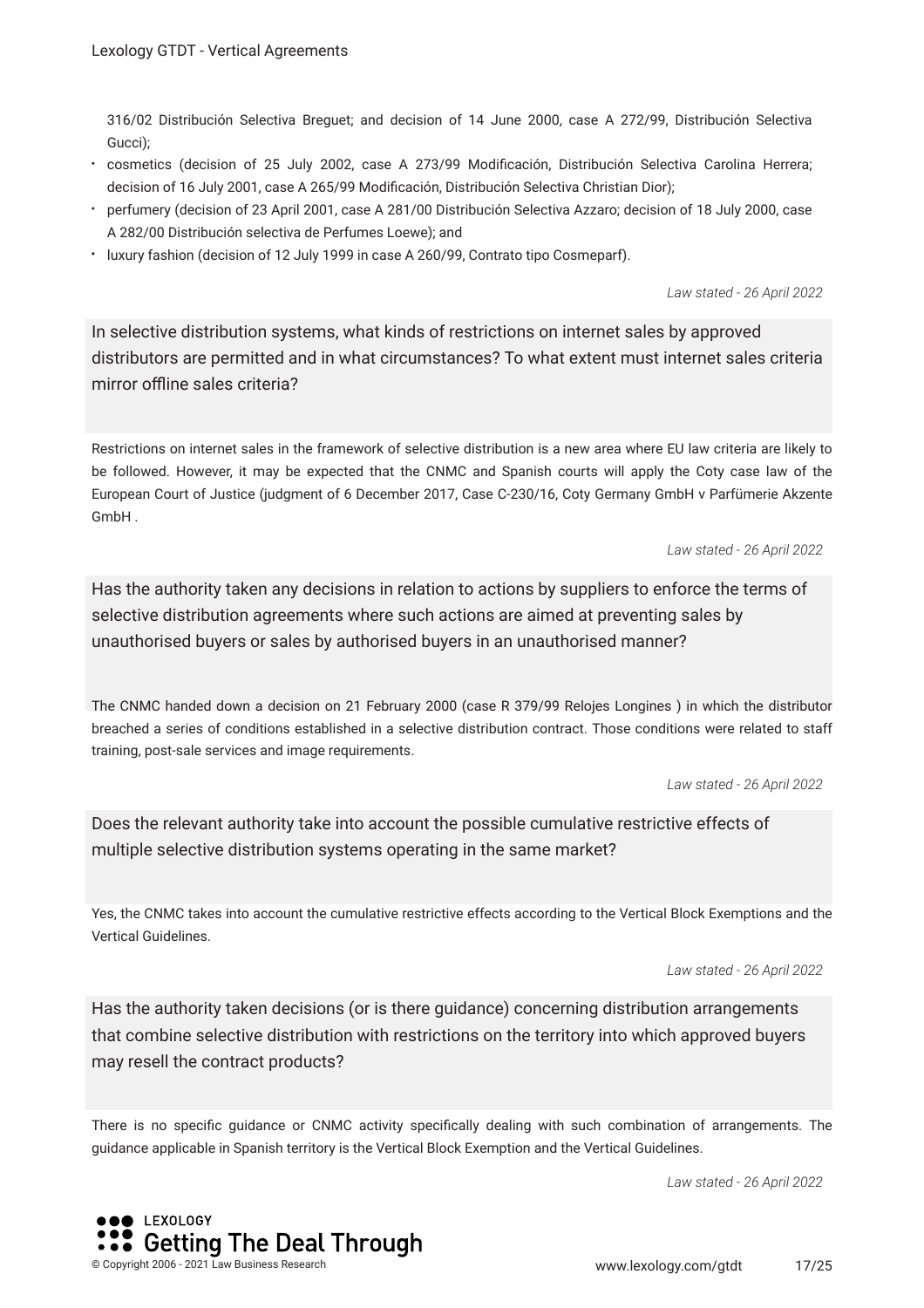316/02 Distribución Selectiva Breguet; and decision of 14 June 2000, case A 272/99, Distribución Selectiva Gucci);

- cosmetics (decision of 25 July 2002, case A 273/99 Modificación, Distribución Selectiva Carolina Herrera; decision of 16 July 2001, case A 265/99 Modificación, Distribución Selectiva Christian Dior);
- perfumery (decision of 23 April 2001, case A 281/00 Distribución Selectiva Azzaro; decision of 18 July 2000, case A 282/00 Distribución selectiva de Perfumes Loewe); and
- luxury fashion (decision of 12 July 1999 in case A 260/99, Contrato tipo Cosmeparf).

*Law stated - 26 April 2022*

### In selective distribution systems, what kinds of restrictions on internet sales by approved distributors are permitted and in what circumstances? To what extent must internet sales criteria mirror offline sales criteria?

Restrictions on internet sales in the framework of selective distribution is a new area where EU law criteria are likely to be followed. However, it may be expected that the CNMC and Spanish courts will apply the Coty case law of the European Court of Justice (judgment of 6 December 2017, Case C-230/16, Coty Germany GmbH v Parfümerie Akzente GmbH .

*Law stated - 26 April 2022*

### Has the authority taken any decisions in relation to actions by suppliers to enforce the terms of selective distribution agreements where such actions are aimed at preventing sales by unauthorised buyers or sales by authorised buyers in an unauthorised manner?

The CNMC handed down a decision on 21 February 2000 (case R 379/99 Relojes Longines ) in which the distributor breached a series of conditions established in a selective distribution contract. Those conditions were related to staff training, post-sale services and image requirements.

*Law stated - 26 April 2022*

### Does the relevant authority take into account the possible cumulative restrictive effects of multiple selective distribution systems operating in the same market?

Yes, the CNMC takes into account the cumulative restrictive effects according to the Vertical Block Exemptions and the Vertical Guidelines.

*Law stated - 26 April 2022*

### Has the authority taken decisions (or is there guidance) concerning distribution arrangements that combine selective distribution with restrictions on the territory into which approved buyers may resell the contract products?

There is no specific guidance or CNMC activity specifically dealing with such combination of arrangements. The guidance applicable in Spanish territory is the Vertical Block Exemption and the Vertical Guidelines.

*Law stated - 26 April 2022*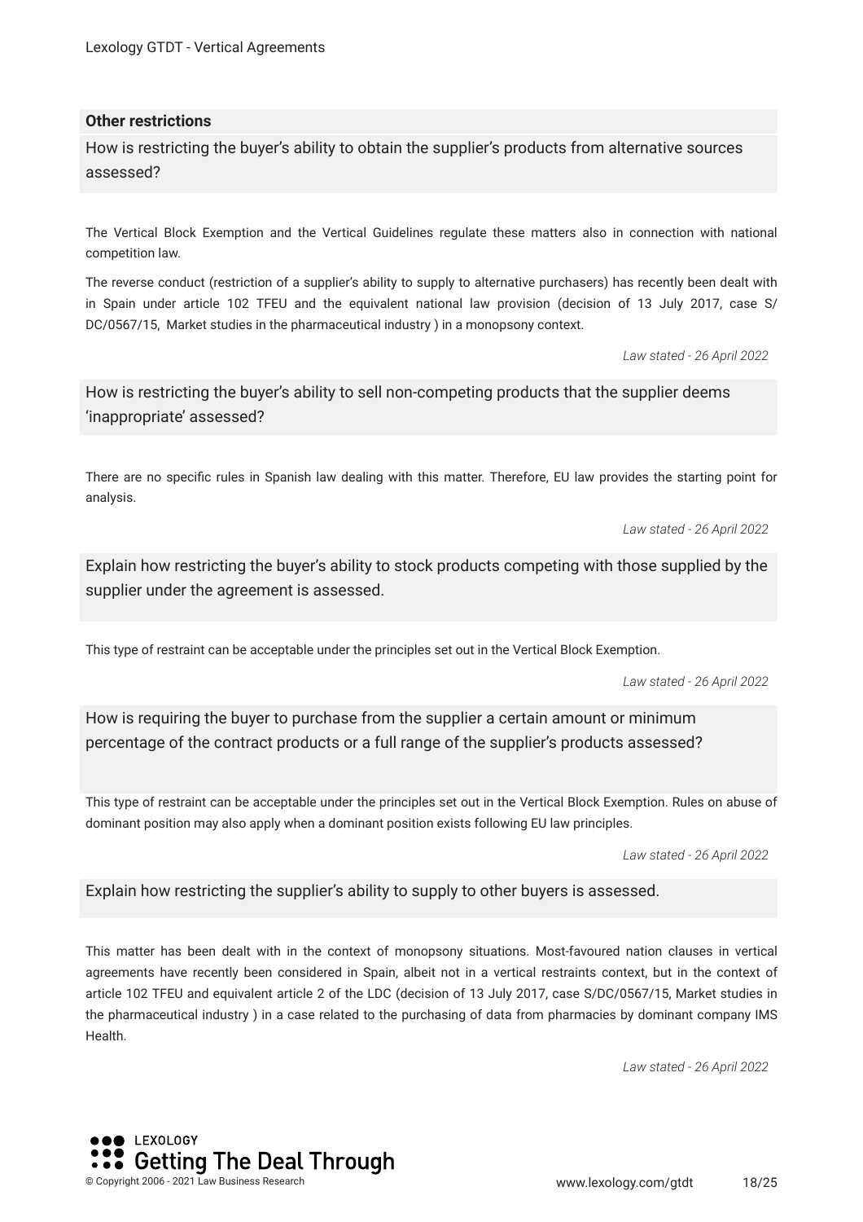### Other restrictions

#### How is restricting the buyer's ability to obtain the supplier's products from alternative sources assessed?

The Vertical Block Exemption and the Vertical Guidelines regulate these matters also in connection with national competition law.

The reverse conduct (restriction of a supplier's ability to supply to alternative purchasers) has recently been dealt with in Spain under article 102 TFEU and the equivalent national law provision (decision of 13 July 2017, case S/DC/0567/15, *Market studies in the pharmaceutical industry* ) in a monopsony context.

*Law stated - 26 April 2022*

#### How is restricting the buyer's ability to sell non-competing products that the supplier deems 'inappropriate' assessed?

There are no specific rules in Spanish law dealing with this matter. Therefore, EU law provides the starting point for analysis.

*Law stated - 26 April 2022*

#### Explain how restricting the buyer's ability to stock products competing with those supplied by the supplier under the agreement is assessed.

This type of restraint can be acceptable under the principles set out in the Vertical Block Exemption.

*Law stated - 26 April 2022*

#### How is requiring the buyer to purchase from the supplier a certain amount or minimum percentage of the contract products or a full range of the supplier's products assessed?

This type of restraint can be acceptable under the principles set out in the Vertical Block Exemption. Rules on abuse of dominant position may also apply when a dominant position exists following EU law principles.

*Law stated - 26 April 2022*

#### Explain how restricting the supplier's ability to supply to other buyers is assessed.

This matter has been dealt with in the context of monopsony situations. Most-favoured nation clauses in vertical agreements have recently been considered in Spain, albeit not in a vertical restraints context, but in the context of article 102 TFEU and equivalent article 2 of the LDC (decision of 13 July 2017, case S/DC/0567/15, *Market studies in the pharmaceutical industry* ) in a case related to the purchasing of data from pharmacies by dominant company IMS Health.

*Law stated - 26 April 2022*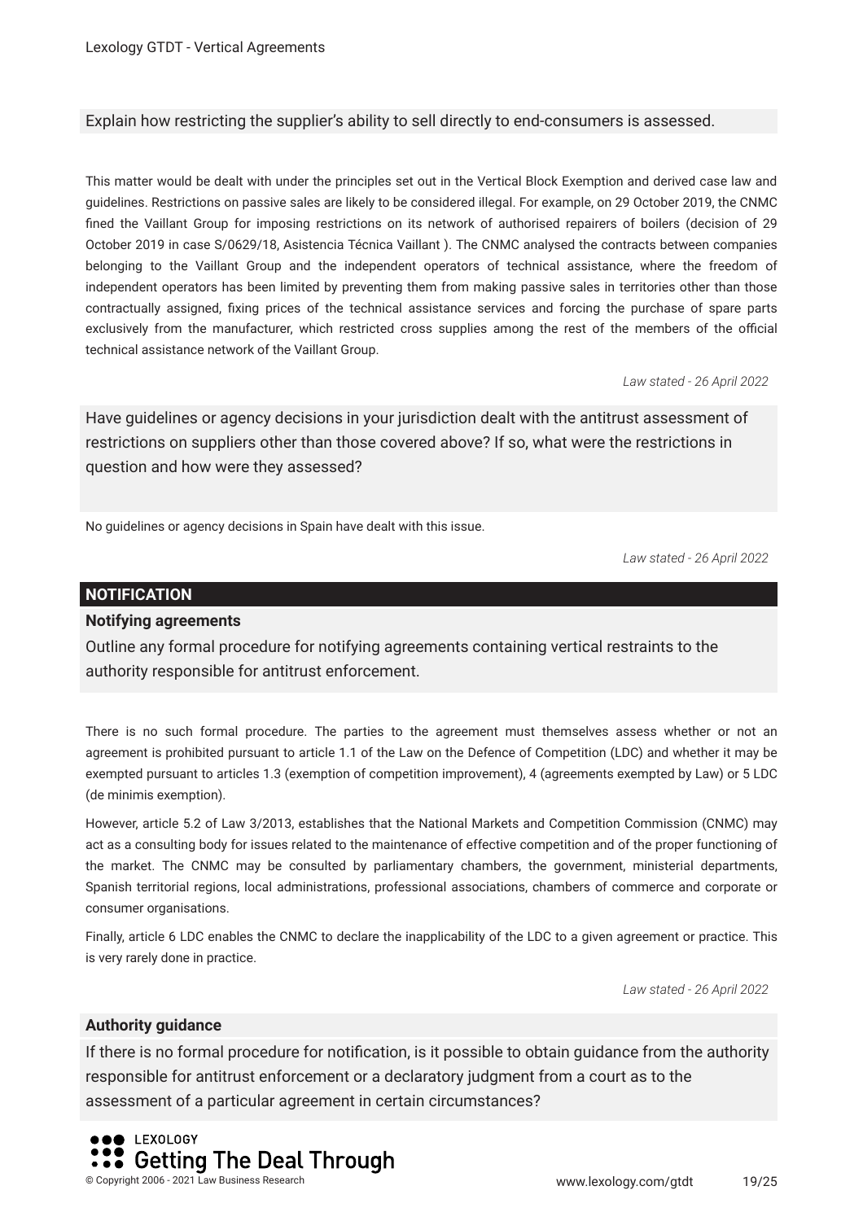Explain how restricting the supplier's ability to sell directly to end-consumers is assessed.

This matter would be dealt with under the principles set out in the Vertical Block Exemption and derived case law and guidelines. Restrictions on passive sales are likely to be considered illegal. For example, on 29 October 2019, the CNMC fined the Vaillant Group for imposing restrictions on its network of authorised repairers of boilers (decision of 29 October 2019 in case S/0629/18, *Asistencia Técnica Vaillant* ). The CNMC analysed the contracts between companies belonging to the Vaillant Group and the independent operators of technical assistance, where the freedom of independent operators has been limited by preventing them from making passive sales in territories other than those contractually assigned, fixing prices of the technical assistance services and forcing the purchase of spare parts exclusively from the manufacturer, which restricted cross supplies among the rest of the members of the official technical assistance network of the Vaillant Group.

*Law stated - 26 April 2022*

Have guidelines or agency decisions in your jurisdiction dealt with the antitrust assessment of restrictions on suppliers other than those covered above? If so, what were the restrictions in question and how were they assessed?

No guidelines or agency decisions in Spain have dealt with this issue.

*Law stated - 26 April 2022*

## NOTIFICATION

### Notifying agreements

Outline any formal procedure for notifying agreements containing vertical restraints to the authority responsible for antitrust enforcement.

There is no such formal procedure. The parties to the agreement must themselves assess whether or not an agreement is prohibited pursuant to article 1.1 of the Law on the Defence of Competition (LDC) and whether it may be exempted pursuant to articles 1.3 (exemption of competition improvement), 4 (agreements exempted by Law) or 5 LDC (de minimis exemption).

However, article 5.2 of Law 3/2013, establishes that the National Markets and Competition Commission (CNMC) may act as a consulting body for issues related to the maintenance of effective competition and of the proper functioning of the market. The CNMC may be consulted by parliamentary chambers, the government, ministerial departments, Spanish territorial regions, local administrations, professional associations, chambers of commerce and corporate or consumer organisations.

Finally, article 6 LDC enables the CNMC to declare the inapplicability of the LDC to a given agreement or practice. This is very rarely done in practice.

*Law stated - 26 April 2022*

### Authority guidance

If there is no formal procedure for notification, is it possible to obtain guidance from the authority responsible for antitrust enforcement or a declaratory judgment from a court as to the assessment of a particular agreement in certain circumstances?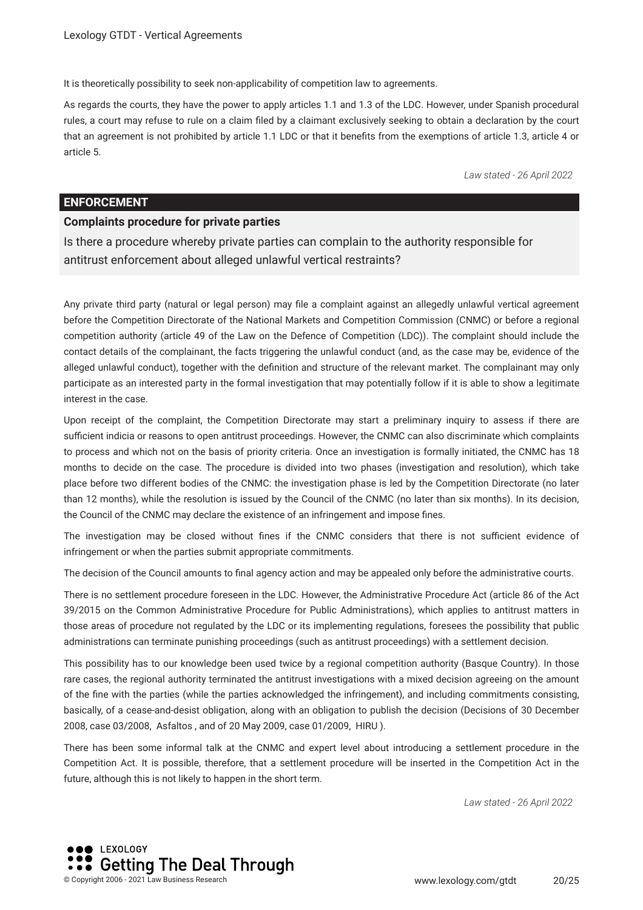It is theoretically possibility to seek non-applicability of competition law to agreements.

As regards the courts, they have the power to apply articles 1.1 and 1.3 of the LDC. However, under Spanish procedural rules, a court may refuse to rule on a claim filed by a claimant exclusively seeking to obtain a declaration by the court that an agreement is not prohibited by article 1.1 LDC or that it benefits from the exemptions of article 1.3, article 4 or article 5.

*Law stated - 26 April 2022*

## ENFORCEMENT

### Complaints procedure for private parties

Is there a procedure whereby private parties can complain to the authority responsible for antitrust enforcement about alleged unlawful vertical restraints?

Any private third party (natural or legal person) may file a complaint against an allegedly unlawful vertical agreement before the Competition Directorate of the National Markets and Competition Commission (CNMC) or before a regional competition authority (article 49 of the Law on the Defence of Competition (LDC)). The complaint should include the contact details of the complainant, the facts triggering the unlawful conduct (and, as the case may be, evidence of the alleged unlawful conduct), together with the definition and structure of the relevant market. The complainant may only participate as an interested party in the formal investigation that may potentially follow if it is able to show a legitimate interest in the case.

Upon receipt of the complaint, the Competition Directorate may start a preliminary inquiry to assess if there are sufficient indicia or reasons to open antitrust proceedings. However, the CNMC can also discriminate which complaints to process and which not on the basis of priority criteria. Once an investigation is formally initiated, the CNMC has 18 months to decide on the case. The procedure is divided into two phases (investigation and resolution), which take place before two different bodies of the CNMC: the investigation phase is led by the Competition Directorate (no later than 12 months), while the resolution is issued by the Council of the CNMC (no later than six months). In its decision, the Council of the CNMC may declare the existence of an infringement and impose fines.

The investigation may be closed without fines if the CNMC considers that there is not sufficient evidence of infringement or when the parties submit appropriate commitments.

The decision of the Council amounts to final agency action and may be appealed only before the administrative courts.

There is no settlement procedure foreseen in the LDC. However, the Administrative Procedure Act (article 86 of the Act 39/2015 on the Common Administrative Procedure for Public Administrations), which applies to antitrust matters in those areas of procedure not regulated by the LDC or its implementing regulations, foresees the possibility that public administrations can terminate punishing proceedings (such as antitrust proceedings) with a settlement decision.

This possibility has to our knowledge been used twice by a regional competition authority (Basque Country). In those rare cases, the regional authority terminated the antitrust investigations with a mixed decision agreeing on the amount of the fine with the parties (while the parties acknowledged the infringement), and including commitments consisting, basically, of a cease-and-desist obligation, along with an obligation to publish the decision (Decisions of 30 December 2008, case 03/2008, *Asfaltos*, and of 20 May 2009, case 01/2009, *HIRU*).

There has been some informal talk at the CNMC and expert level about introducing a settlement procedure in the Competition Act. It is possible, therefore, that a settlement procedure will be inserted in the Competition Act in the future, although this is not likely to happen in the short term.

*Law stated - 26 April 2022*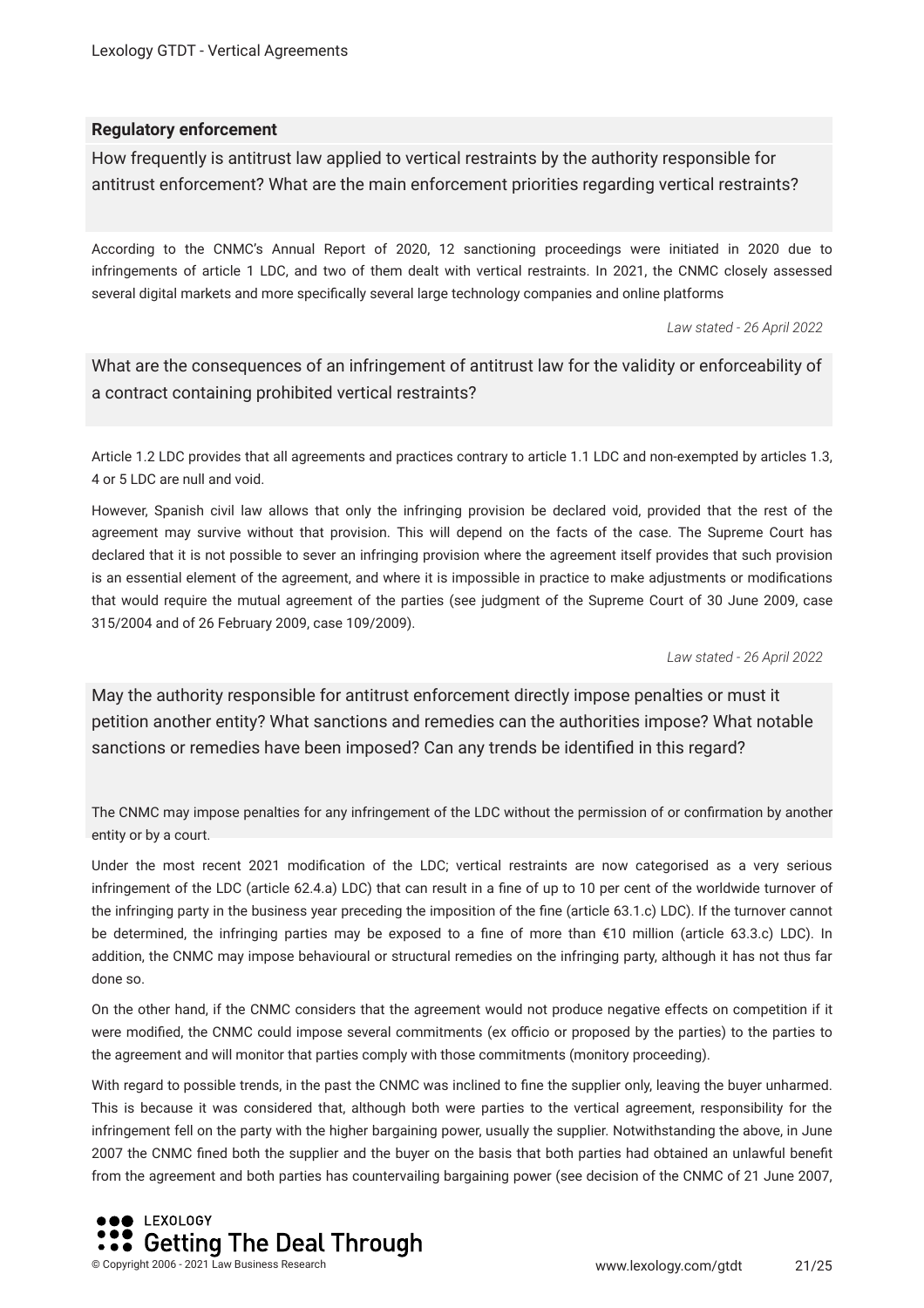### Regulatory enforcement

How frequently is antitrust law applied to vertical restraints by the authority responsible for antitrust enforcement? What are the main enforcement priorities regarding vertical restraints?

According to the CNMC's Annual Report of 2020, 12 sanctioning proceedings were initiated in 2020 due to infringements of article 1 LDC, and two of them dealt with vertical restraints. In 2021, the CNMC closely assessed several digital markets and more specifically several large technology companies and online platforms

*Law stated - 26 April 2022*

What are the consequences of an infringement of antitrust law for the validity or enforceability of a contract containing prohibited vertical restraints?

Article 1.2 LDC provides that all agreements and practices contrary to article 1.1 LDC and non-exempted by articles 1.3, 4 or 5 LDC are null and void.

However, Spanish civil law allows that only the infringing provision be declared void, provided that the rest of the agreement may survive without that provision. This will depend on the facts of the case. The Supreme Court has declared that it is not possible to sever an infringing provision where the agreement itself provides that such provision is an essential element of the agreement, and where it is impossible in practice to make adjustments or modifications that would require the mutual agreement of the parties (see judgment of the Supreme Court of 30 June 2009, case 315/2004 and of 26 February 2009, case 109/2009).

*Law stated - 26 April 2022*

May the authority responsible for antitrust enforcement directly impose penalties or must it petition another entity? What sanctions and remedies can the authorities impose? What notable sanctions or remedies have been imposed? Can any trends be identified in this regard?

The CNMC may impose penalties for any infringement of the LDC without the permission of or confirmation by another entity or by a court.

Under the most recent 2021 modification of the LDC; vertical restraints are now categorised as a very serious infringement of the LDC (article 62.4.a) LDC) that can result in a fine of up to 10 per cent of the worldwide turnover of the infringing party in the business year preceding the imposition of the fine (article 63.1.c) LDC). If the turnover cannot be determined, the infringing parties may be exposed to a fine of more than €10 million (article 63.3.c) LDC). In addition, the CNMC may impose behavioural or structural remedies on the infringing party, although it has not thus far done so.

On the other hand, if the CNMC considers that the agreement would not produce negative effects on competition if it were modified, the CNMC could impose several commitments (ex officio or proposed by the parties) to the parties to the agreement and will monitor that parties comply with those commitments (monitory proceeding).

With regard to possible trends, in the past the CNMC was inclined to fine the supplier only, leaving the buyer unharmed. This is because it was considered that, although both were parties to the vertical agreement, responsibility for the infringement fell on the party with the higher bargaining power, usually the supplier. Notwithstanding the above, in June 2007 the CNMC fined both the supplier and the buyer on the basis that both parties had obtained an unlawful benefit from the agreement and both parties has countervailing bargaining power (see decision of the CNMC of 21 June 2007,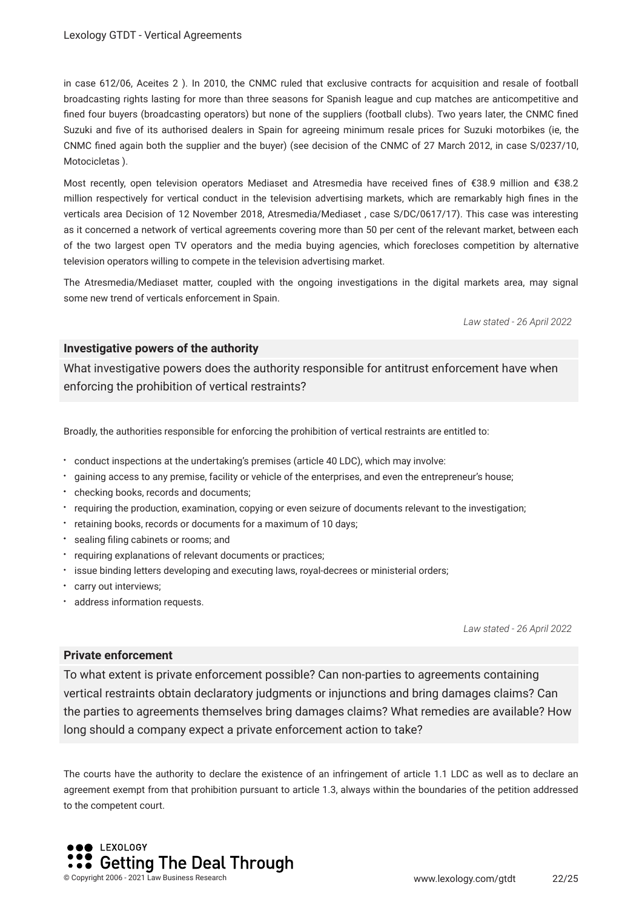in case 612/06, Aceites 2 ). In 2010, the CNMC ruled that exclusive contracts for acquisition and resale of football broadcasting rights lasting for more than three seasons for Spanish league and cup matches are anticompetitive and fined four buyers (broadcasting operators) but none of the suppliers (football clubs). Two years later, the CNMC fined Suzuki and five of its authorised dealers in Spain for agreeing minimum resale prices for Suzuki motorbikes (ie, the CNMC fined again both the supplier and the buyer) (see decision of the CNMC of 27 March 2012, in case S/0237/10, Motocicletas ).

Most recently, open television operators Mediaset and Atresmedia have received fines of €38.9 million and €38.2 million respectively for vertical conduct in the television advertising markets, which are remarkably high fines in the verticals area Decision of 12 November 2018, Atresmedia/Mediaset , case S/DC/0617/17). This case was interesting as it concerned a network of vertical agreements covering more than 50 per cent of the relevant market, between each of the two largest open TV operators and the media buying agencies, which forecloses competition by alternative television operators willing to compete in the television advertising market.

The Atresmedia/Mediaset matter, coupled with the ongoing investigations in the digital markets area, may signal some new trend of verticals enforcement in Spain.

*Law stated - 26 April 2022*

### Investigative powers of the authority

What investigative powers does the authority responsible for antitrust enforcement have when enforcing the prohibition of vertical restraints?

Broadly, the authorities responsible for enforcing the prohibition of vertical restraints are entitled to:

- conduct inspections at the undertaking's premises (article 40 LDC), which may involve:
- gaining access to any premise, facility or vehicle of the enterprises, and even the entrepreneur's house;
- checking books, records and documents;
- requiring the production, examination, copying or even seizure of documents relevant to the investigation;
- retaining books, records or documents for a maximum of 10 days;
- sealing filing cabinets or rooms; and
- requiring explanations of relevant documents or practices;
- issue binding letters developing and executing laws, royal-decrees or ministerial orders;
- carry out interviews;
- address information requests.

*Law stated - 26 April 2022*

### Private enforcement

To what extent is private enforcement possible? Can non-parties to agreements containing vertical restraints obtain declaratory judgments or injunctions and bring damages claims? Can the parties to agreements themselves bring damages claims? What remedies are available? How long should a company expect a private enforcement action to take?

The courts have the authority to declare the existence of an infringement of article 1.1 LDC as well as to declare an agreement exempt from that prohibition pursuant to article 1.3, always within the boundaries of the petition addressed to the competent court.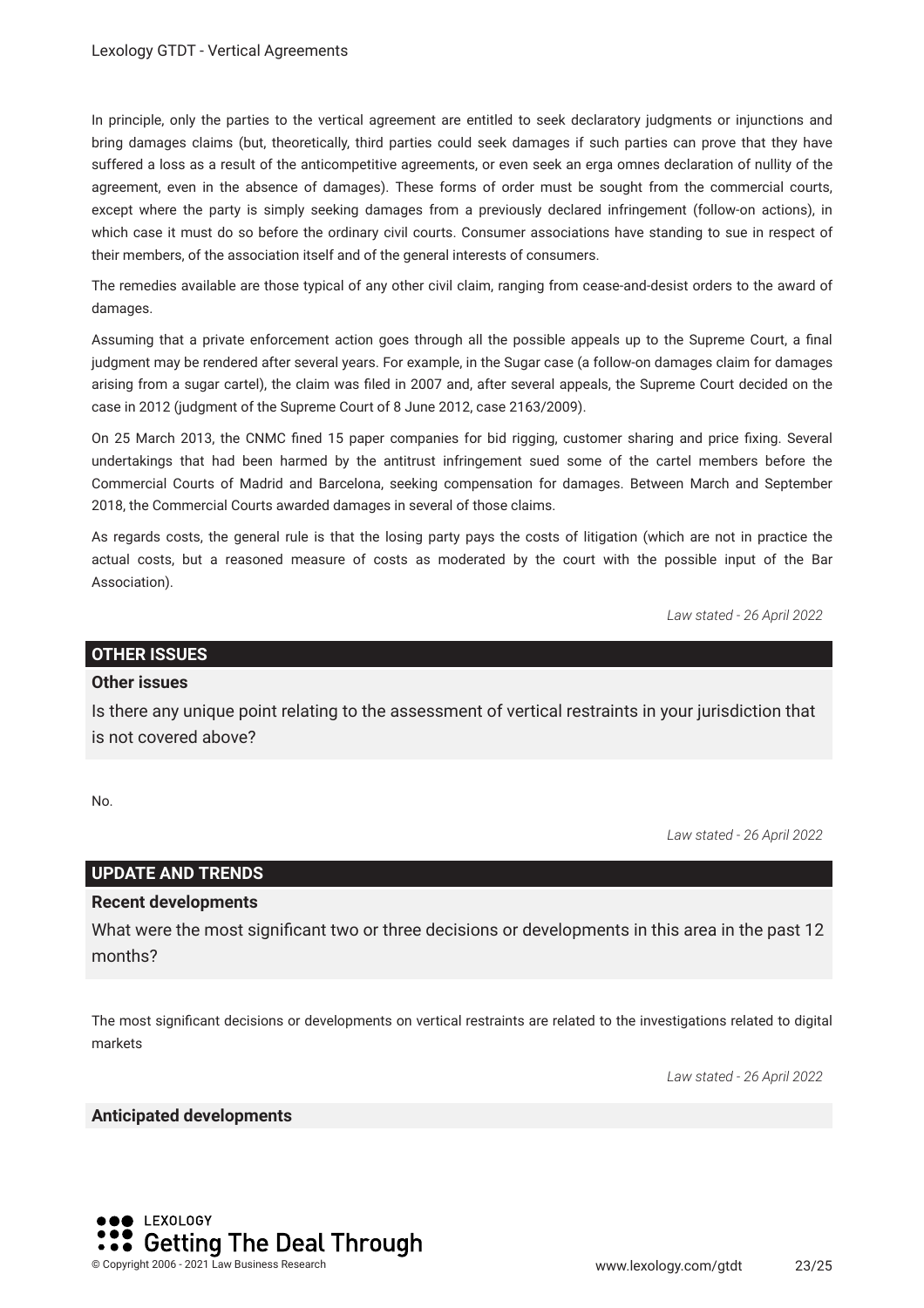In principle, only the parties to the vertical agreement are entitled to seek declaratory judgments or injunctions and bring damages claims (but, theoretically, third parties could seek damages if such parties can prove that they have suffered a loss as a result of the anticompetitive agreements, or even seek an erga omnes declaration of nullity of the agreement, even in the absence of damages). These forms of order must be sought from the commercial courts, except where the party is simply seeking damages from a previously declared infringement (follow-on actions), in which case it must do so before the ordinary civil courts. Consumer associations have standing to sue in respect of their members, of the association itself and of the general interests of consumers.

The remedies available are those typical of any other civil claim, ranging from cease-and-desist orders to the award of damages.

Assuming that a private enforcement action goes through all the possible appeals up to the Supreme Court, a final judgment may be rendered after several years. For example, in the Sugar case (a follow-on damages claim for damages arising from a sugar cartel), the claim was filed in 2007 and, after several appeals, the Supreme Court decided on the case in 2012 (judgment of the Supreme Court of 8 June 2012, case 2163/2009).

On 25 March 2013, the CNMC fined 15 paper companies for bid rigging, customer sharing and price fixing. Several undertakings that had been harmed by the antitrust infringement sued some of the cartel members before the Commercial Courts of Madrid and Barcelona, seeking compensation for damages. Between March and September 2018, the Commercial Courts awarded damages in several of those claims.

As regards costs, the general rule is that the losing party pays the costs of litigation (which are not in practice the actual costs, but a reasoned measure of costs as moderated by the court with the possible input of the Bar Association).

*Law stated - 26 April 2022*

## OTHER ISSUES

### Other issues

Is there any unique point relating to the assessment of vertical restraints in your jurisdiction that is not covered above?

No.

*Law stated - 26 April 2022*

## UPDATE AND TRENDS

### Recent developments

What were the most significant two or three decisions or developments in this area in the past 12 months?

The most significant decisions or developments on vertical restraints are related to the investigations related to digital markets

*Law stated - 26 April 2022*

### Anticipated developments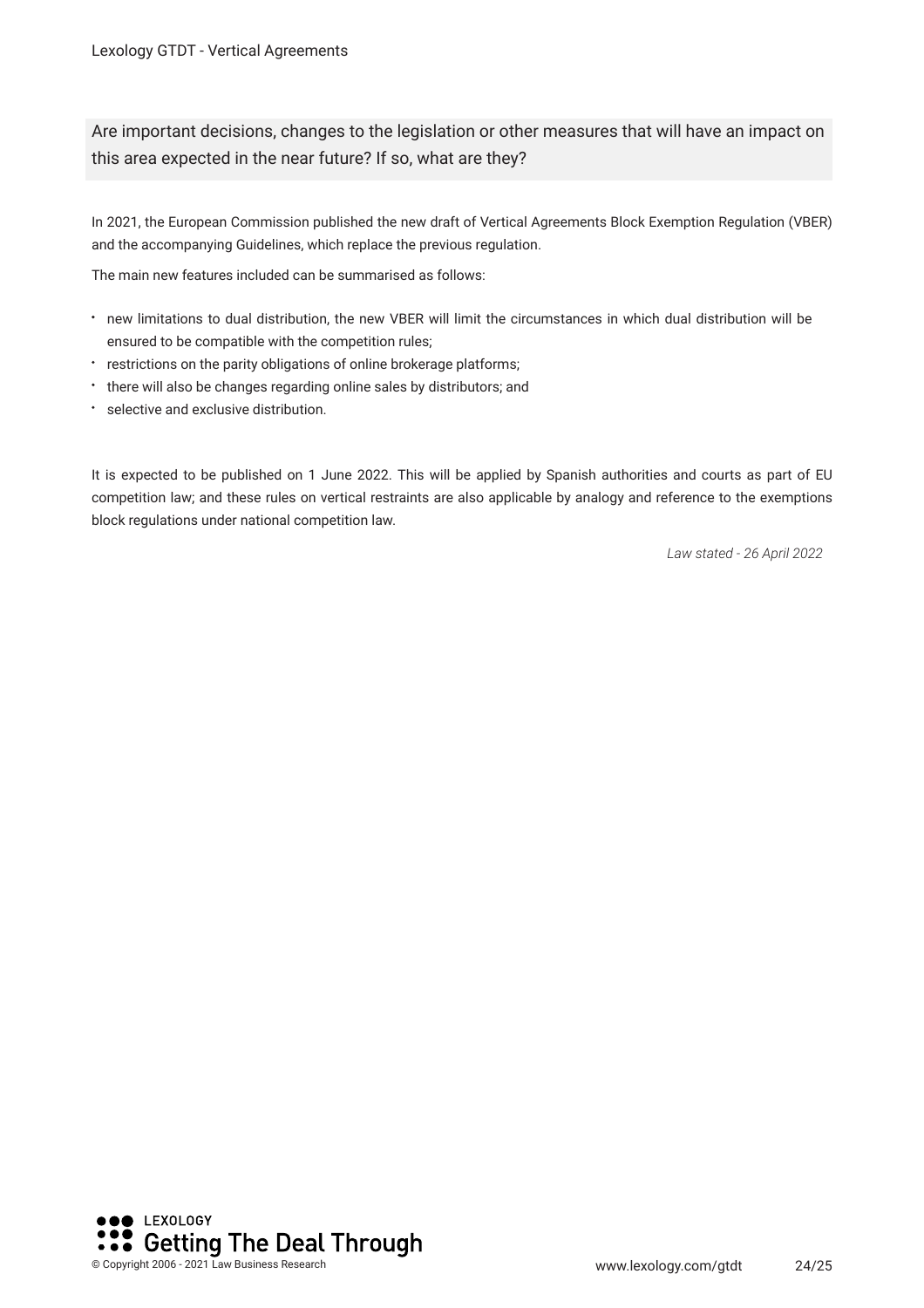## Are important decisions, changes to the legislation or other measures that will have an impact on this area expected in the near future? If so, what are they?

In 2021, the European Commission published the new draft of Vertical Agreements Block Exemption Regulation (VBER) and the accompanying Guidelines, which replace the previous regulation.

The main new features included can be summarised as follows:

- new limitations to dual distribution, the new VBER will limit the circumstances in which dual distribution will be ensured to be compatible with the competition rules;
- restrictions on the parity obligations of online brokerage platforms;
- there will also be changes regarding online sales by distributors; and
- selective and exclusive distribution.

It is expected to be published on 1 June 2022. This will be applied by Spanish authorities and courts as part of EU competition law; and these rules on vertical restraints are also applicable by analogy and reference to the exemptions block regulations under national competition law.

*Law stated - 26 April 2022*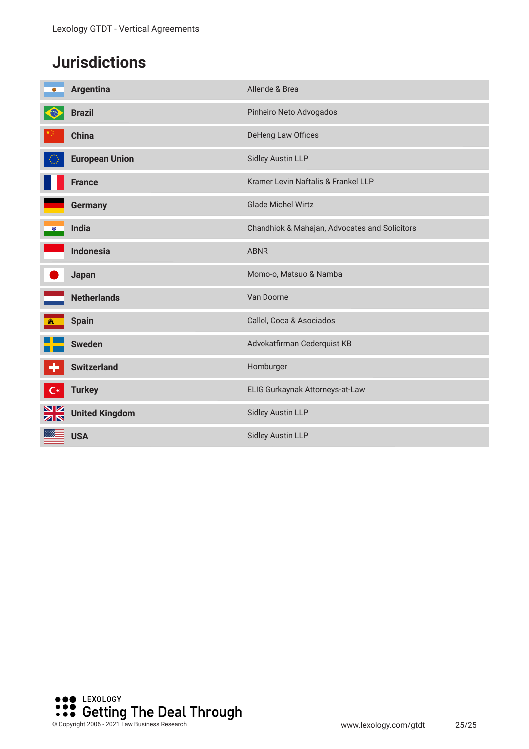# Jurisdictions

| | |
|---|---|
| **Argentina** | Allende & Brea |
| **Brazil** | Pinheiro Neto Advogados |
| **China** | DeHeng Law Offices |
| **European Union** | Sidley Austin LLP |
| **France** | Kramer Levin Naftalis & Frankel LLP |
| **Germany** | Glade Michel Wirtz |
| **India** | Chandhiok & Mahajan, Advocates and Solicitors |
| **Indonesia** | ABNR |
| **Japan** | Momo-o, Matsuo & Namba |
| **Netherlands** | Van Doorne |
| **Spain** | Callol, Coca & Asociados |
| **Sweden** | Advokatfirman Cederquist KB |
| **Switzerland** | Homburger |
| **Turkey** | ELIG Gurkaynak Attorneys-at-Law |
| **United Kingdom** | Sidley Austin LLP |
| **USA** | Sidley Austin LLP |